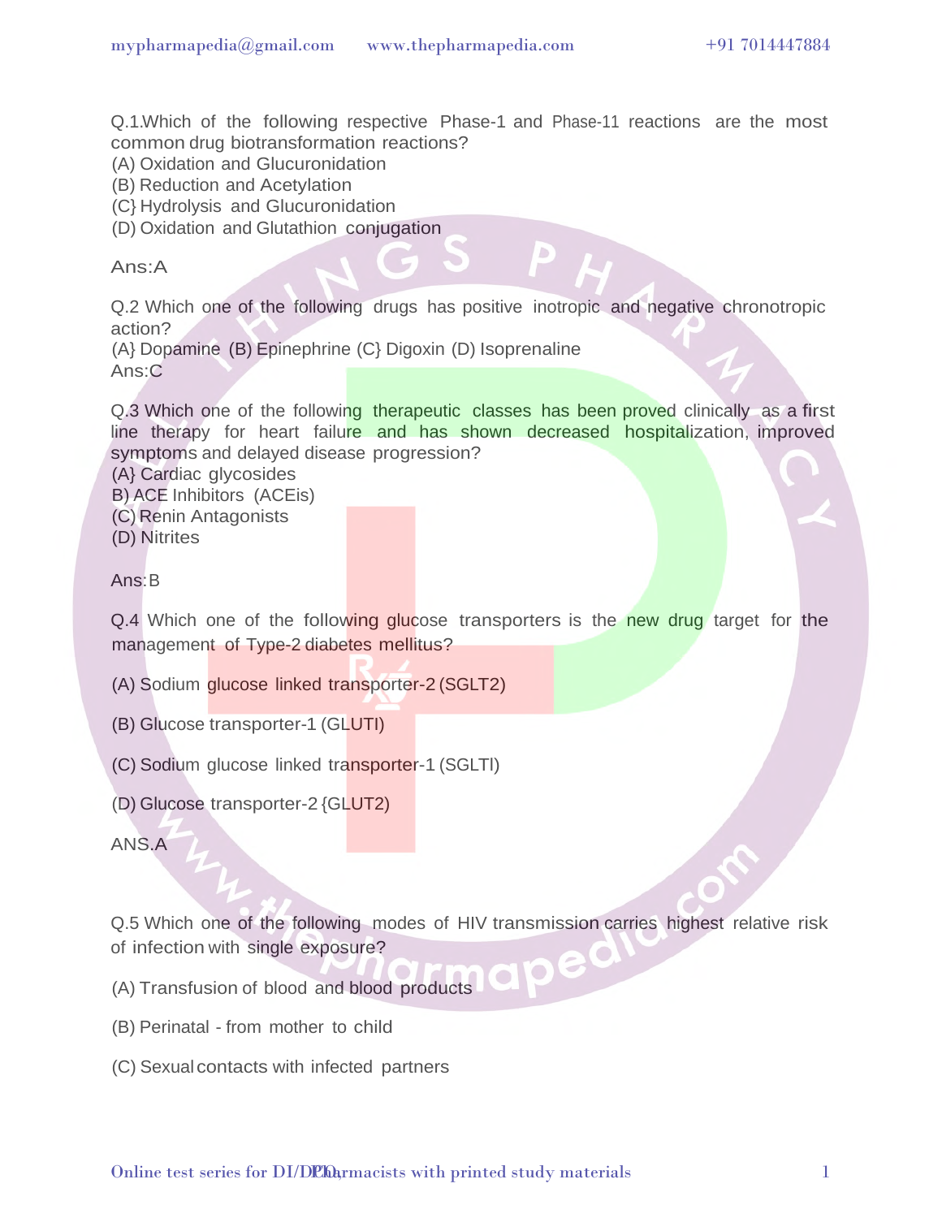Q.1.Which of the following respective Phase-1 and Phase-11 reactions are the most common drug biotransformation reactions?

(A) Oxidation and Glucuronidation

(B) Reduction and Acetylation

(C} Hydrolysis and Glucuronidation

(D) Oxidation and Glutathion conjugation

Ans:A

Q.2 Which one of the following drugs has positive inotropic and negative chronotropic action?

(A} Dopamine (B) Epinephrine (C} Digoxin (D) Isoprenaline

Ans:C

Q.3 Which one of the following therapeutic classes has been proved clinically as a first line therapy for heart failure and has shown decreased hospitalization, improved symptoms and delayed disease progression?

(A} Cardiac glycosides

B) ACE Inhibitors (ACEis)

(C) Renin Antagonists

(D) Nitrites

Ans:B

Q.4 Which one of the following glucose transporters is the new drug target for the management of Type-2 diabetes mellitus?

(A) Sodium glucose linked transporter-2 (SGLT2)

(B) Glucose transporter-1 (GLUTI)

(C) Sodium glucose linked transporter-1 (SGLTI)

(D) Glucose transporter-2 {GLUT2)

ANS.A

Q.5 Which one of the following modes of HIV transmission carries highest relative risk of infection with single exposure?

(A) Transfusion of blood and blood products

(B) Perinatal - from mother to child

(C) Sexual contacts with infected partners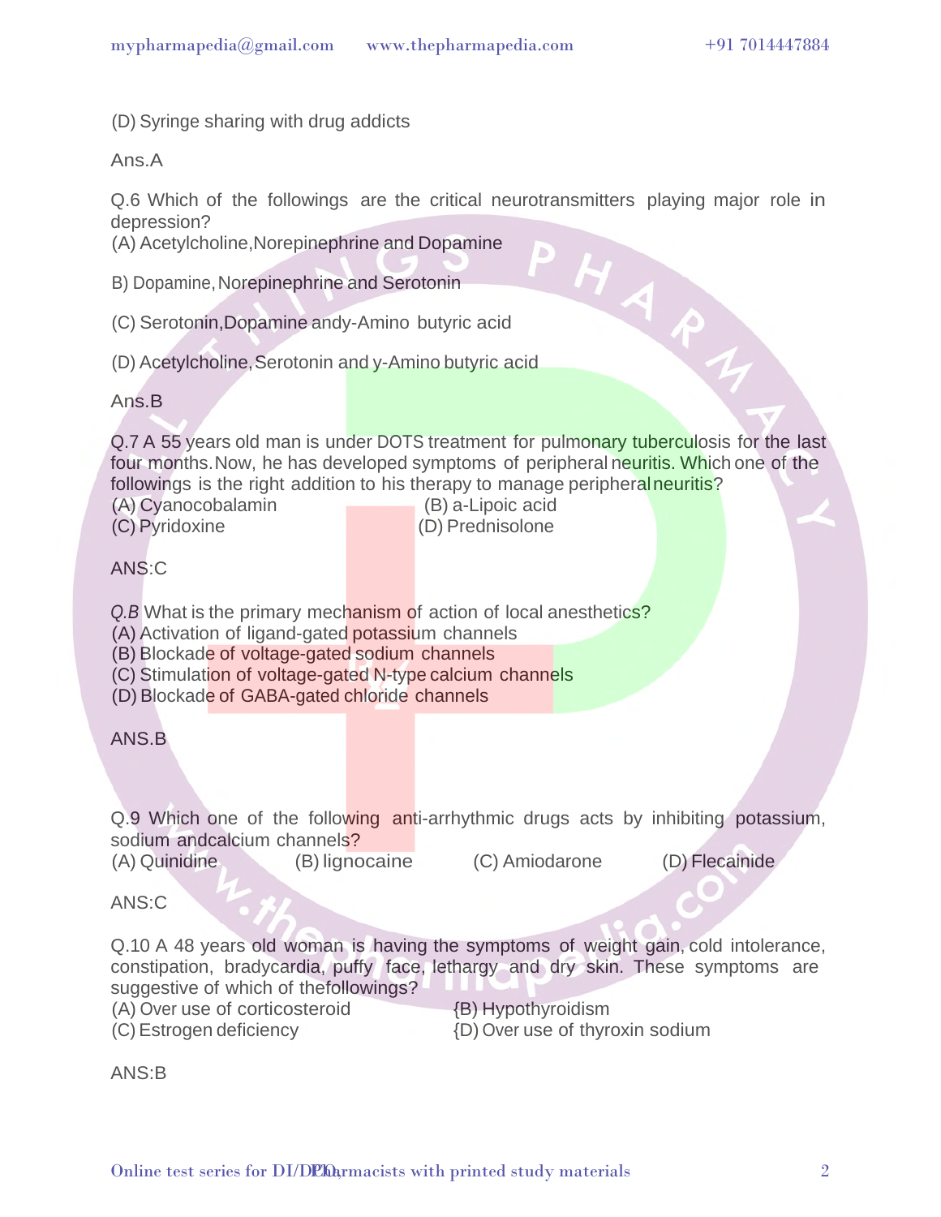(D) Syringe sharing with drug addicts

Ans.A

Q.6 Which of the followings are the critical neurotransmitters playing major role in depression?
(A) Acetylcholine,Norepinephrine and Dopamine

B) Dopamine, Norepinephrine and Serotonin

(C) Serotonin,Dopamine andy-Amino butyric acid

(D) Acetylcholine, Serotonin and y-Amino butyric acid

Ans.B

Q.7 A 55 years old man is under DOTS treatment for pulmonary tuberculosis for the last four months. Now, he has developed symptoms of peripheral neuritis. Which one of the followings is the right addition to his therapy to manage peripheral neuritis?
(A) Cyanocobalamin
(B) a-Lipoic acid
(C) Pyridoxine
(D) Prednisolone

ANS:C

*Q.B* What is the primary mechanism of action of local anesthetics?
(A) Activation of ligand-gated potassium channels
(B) Blockade of voltage-gated sodium channels
(C) Stimulation of voltage-gated N-type calcium channels
(D) Blockade of GABA-gated chloride channels

ANS.B

Q.9 Which one of the following anti-arrhythmic drugs acts by inhibiting potassium, sodium andcalcium channels?
(A) Quinidine (B) lignocaine (C) Amiodarone (D) Flecainide

ANS:C

Q.10 A 48 years old woman is having the symptoms of weight gain, cold intolerance, constipation, bradycardia, puffy face, lethargy and dry skin. These symptoms are suggestive of which of thefollowings?
(A) Over use of corticosteroid
{B) Hypothyroidism
(C) Estrogen deficiency
{D) Over use of thyroxin sodium

ANS:B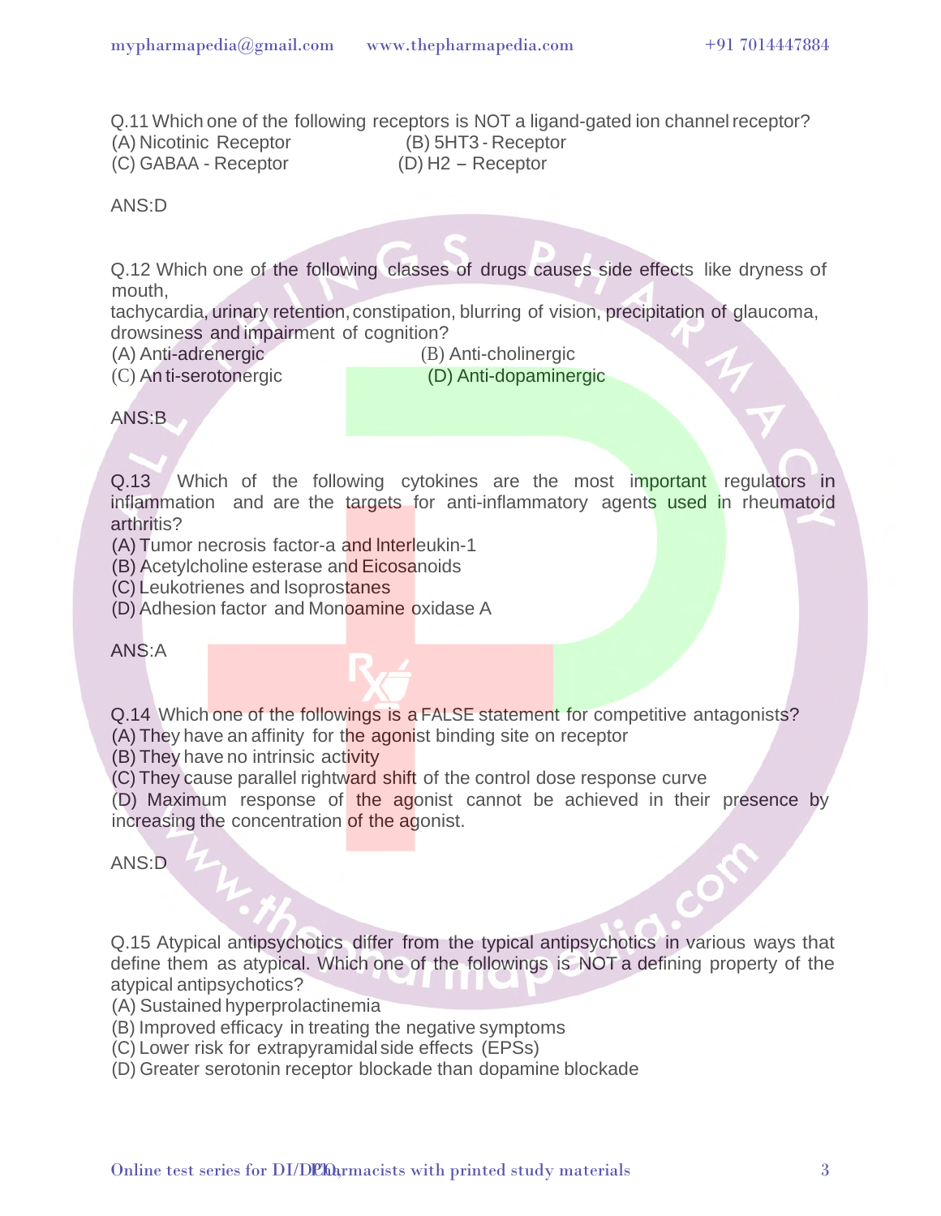Q.11 Which one of the following receptors is NOT a ligand-gated ion channel receptor?

(A) Nicotinic Receptor (B) 5HT3 - Receptor
(C) GABAA - Receptor (D) H2 – Receptor

ANS:D

Q.12 Which one of the following classes of drugs causes side effects like dryness of mouth,
tachycardia, urinary retention, constipation, blurring of vision, precipitation of glaucoma, drowsiness and impairment of cognition?

(A) Anti-adrenergic (B) Anti-cholinergic
(C) An ti-serotonergic (D) Anti-dopaminergic

ANS:B

Q.13 Which of the following cytokines are the most important regulators in inflammation and are the targets for anti-inflammatory agents used in rheumatoid arthritis?

(A) Tumor necrosis factor-a and Interleukin-1
(B) Acetylcholine esterase and Eicosanoids
(C) Leukotrienes and Isoprostanes
(D) Adhesion factor and Monoamine oxidase A

ANS:A

Q.14 Which one of the followings is a FALSE statement for competitive antagonists?

(A) They have an affinity for the agonist binding site on receptor
(B) They have no intrinsic activity
(C) They cause parallel rightward shift of the control dose response curve
(D) Maximum response of the agonist cannot be achieved in their presence by increasing the concentration of the agonist.

ANS:D

Q.15 Atypical antipsychotics differ from the typical antipsychotics in various ways that define them as atypical. Which one of the followings is NOT a defining property of the atypical antipsychotics?

(A) Sustained hyperprolactinemia
(B) Improved efficacy in treating the negative symptoms
(C) Lower risk for extrapyramidal side effects (EPSs)
(D) Greater serotonin receptor blockade than dopamine blockade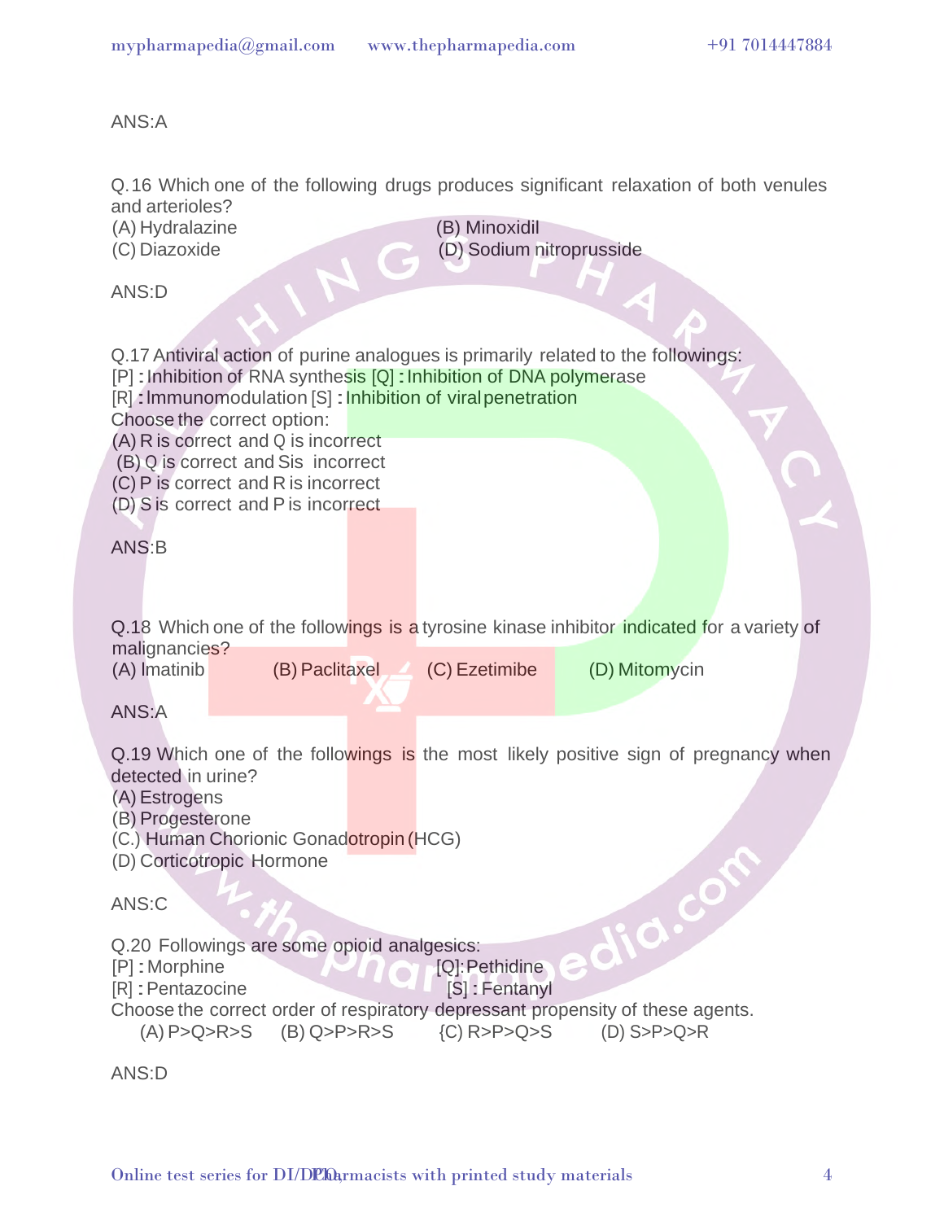ANS:A

Q.16 Which one of the following drugs produces significant relaxation of both venules and arterioles?

(A) Hydralazine (B) Minoxidil

(C) Diazoxide (D) Sodium nitroprusside

ANS:D

Q.17 Antiviral action of purine analogues is primarily related to the followings:

[P] : Inhibition of RNA synthesis [Q] : Inhibition of DNA polymerase

[R] : Immunomodulation [S] : Inhibition of viral penetration

Choose the correct option:

(A) R is correct and Q is incorrect

(B) Q is correct and Sis incorrect

(C) P is correct and R is incorrect

(D) S is correct and P is incorrect

ANS:B

Q.18 Which one of the followings is a tyrosine kinase inhibitor indicated for a variety of malignancies?

(A) Imatinib (B) Paclitaxel (C) Ezetimibe (D) Mitomycin

ANS:A

Q.19 Which one of the followings is the most likely positive sign of pregnancy when detected in urine?

(A) Estrogens

(B) Progesterone

(C.) Human Chorionic Gonadotropin (HCG)

(D) Corticotropic Hormone

ANS:C

Q.20 Followings are some opioid analgesics:

[P] : Morphine [Q]: Pethidine

[R] : Pentazocine [S] : Fentanyl

Choose the correct order of respiratory depressant propensity of these agents.

(A) P>Q>R>S (B) Q>P>R>S {C) R>P>Q>S (D) S>P>Q>R

ANS:D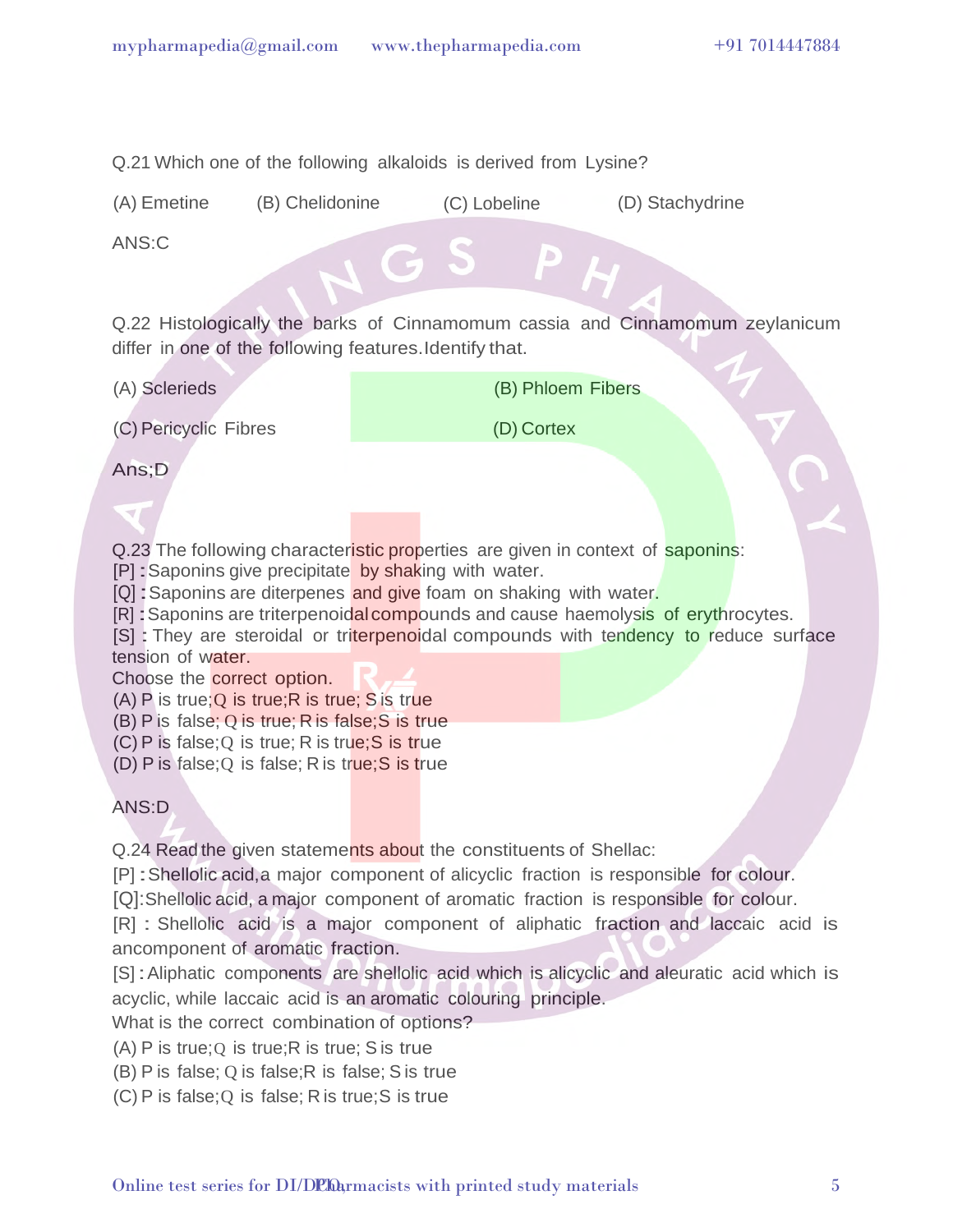Q.21 Which one of the following alkaloids is derived from Lysine?

(A) Emetine (B) Chelidonine (C) Lobeline (D) Stachydrine

ANS:C

Q.22 Histologically the barks of Cinnamomum cassia and Cinnamomum zeylanicum differ in one of the following features. Identify that.

(A) Sclerieds (B) Phloem Fibers

(C) Pericyclic Fibres (D) Cortex

Ans;D

Q.23 The following characteristic properties are given in context of saponins:
[P] : Saponins give precipitate by shaking with water.
[Q] : Saponins are diterpenes and give foam on shaking with water.
[R] : Saponins are triterpenoidal compounds and cause haemolysis of erythrocytes.
[S] : They are steroidal or triterpenoidal compounds with tendency to reduce surface tension of water.
Choose the correct option.
(A) P is true; Q is true; R is true; S is true
(B) P is false; Q is true; R is false; S is true
(C) P is false; Q is true; R is true; S is true
(D) P is false; Q is false; R is true; S is true

ANS:D

Q.24 Read the given statements about the constituents of Shellac:
[P] : Shellolic acid, a major component of alicyclic fraction is responsible for colour.
[Q]: Shellolic acid, a major component of aromatic fraction is responsible for colour.
[R] : Shellolic acid is a major component of aliphatic fraction and laccaic acid is ancomponent of aromatic fraction.
[S] : Aliphatic components are shellolic acid which is alicyclic and aleuratic acid which is acyclic, while laccaic acid is an aromatic colouring principle.
What is the correct combination of options?
(A) P is true; Q is true; R is true; S is true
(B) P is false; Q is false; R is false; S is true
(C) P is false; Q is false; R is true; S is true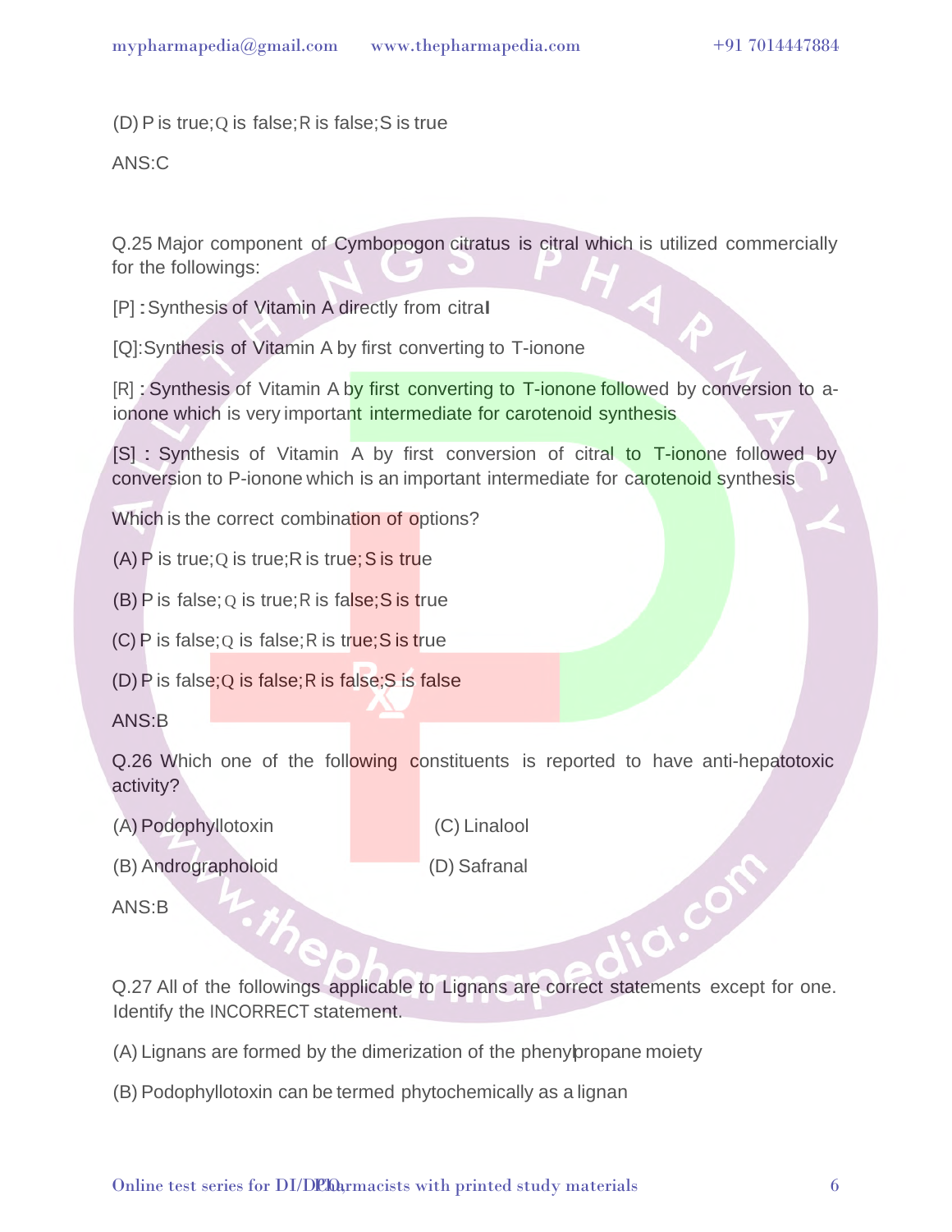(D) P is true;Q is false;R is false;S is true

ANS:C

Q.25 Major component of Cymbopogon citratus is citral which is utilized commercially for the followings:

[P] : Synthesis of Vitamin A directly from citral

[Q]:Synthesis of Vitamin A by first converting to T-ionone

[R] : Synthesis of Vitamin A by first converting to T-ionone followed by conversion to a-ionone which is very important intermediate for carotenoid synthesis

[S] : Synthesis of Vitamin A by first conversion of citral to T-ionone followed by conversion to P-ionone which is an important intermediate for carotenoid synthesis

Which is the correct combination of options?

(A) P is true;Q is true;R is true;S is true

(B) P is false; Q is true;R is false;S is true

(C) P is false;Q is false;R is true;S is true

(D) P is false;Q is false;R is false;S is false

ANS:B

Q.26 Which one of the following constituents is reported to have anti-hepatotoxic activity?

(A) Podophyllotoxin

(B) Andrographoloid

(C) Linalool

(D) Safranal

ANS:B

Q.27 All of the followings applicable to Lignans are correct statements except for one. Identify the INCORRECT statement.

(A) Lignans are formed by the dimerization of the phenylpropane moiety

(B) Podophyllotoxin can be termed phytochemically as a lignan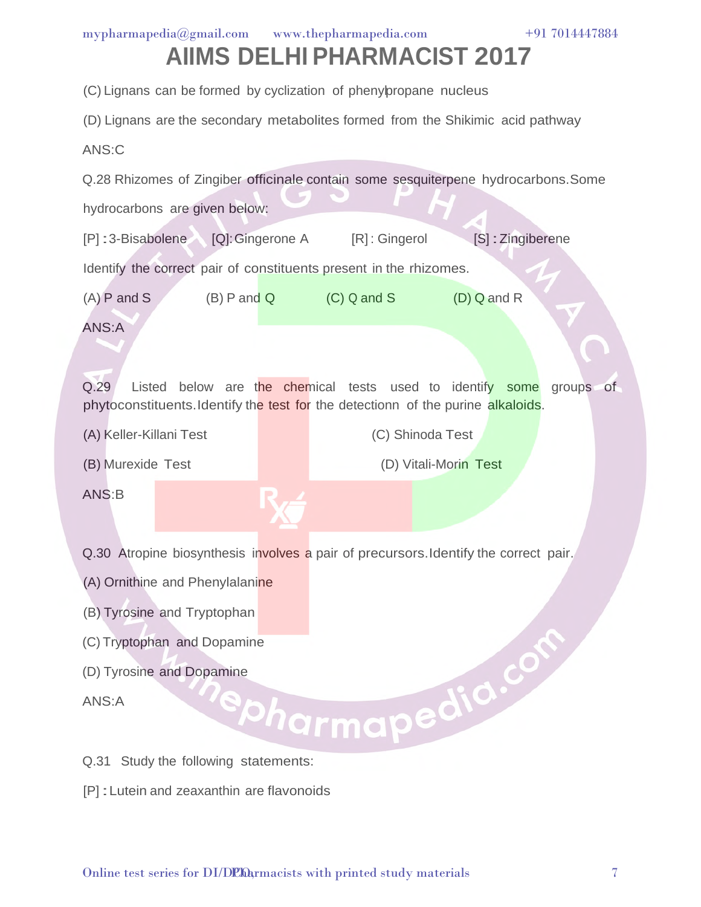(C) Lignans can be formed by cyclization of phenylpropane nucleus

(D) Lignans are the secondary metabolites formed from the Shikimic acid pathway

ANS:C

Q.28 Rhizomes of Zingiber officinale contain some sesquiterpene hydrocarbons.Some hydrocarbons are given below:

[P] : 3-Bisabolene [Q]: Gingerone A [R] : Gingerol [S] : Zingiberene

Identify the correct pair of constituents present in the rhizomes.

(A) P and S (B) P and Q (C) Q and S (D) Q and R

ANS:A

Q.29 Listed below are the chemical tests used to identify some groups of phytoconstituents.Identify the test for the detectionn of the purine alkaloids.

(A) Keller-Killani Test

(B) Murexide Test

(C) Shinoda Test

(D) Vitali-Morin Test

ANS:B

Q.30 Atropine biosynthesis involves a pair of precursors.Identify the correct pair.

(A) Ornithine and Phenylalanine

(B) Tyrosine and Tryptophan

(C) Tryptophan and Dopamine

(D) Tyrosine and Dopamine

ANS:A

Q.31 Study the following statements:

[P] : Lutein and zeaxanthin are flavonoids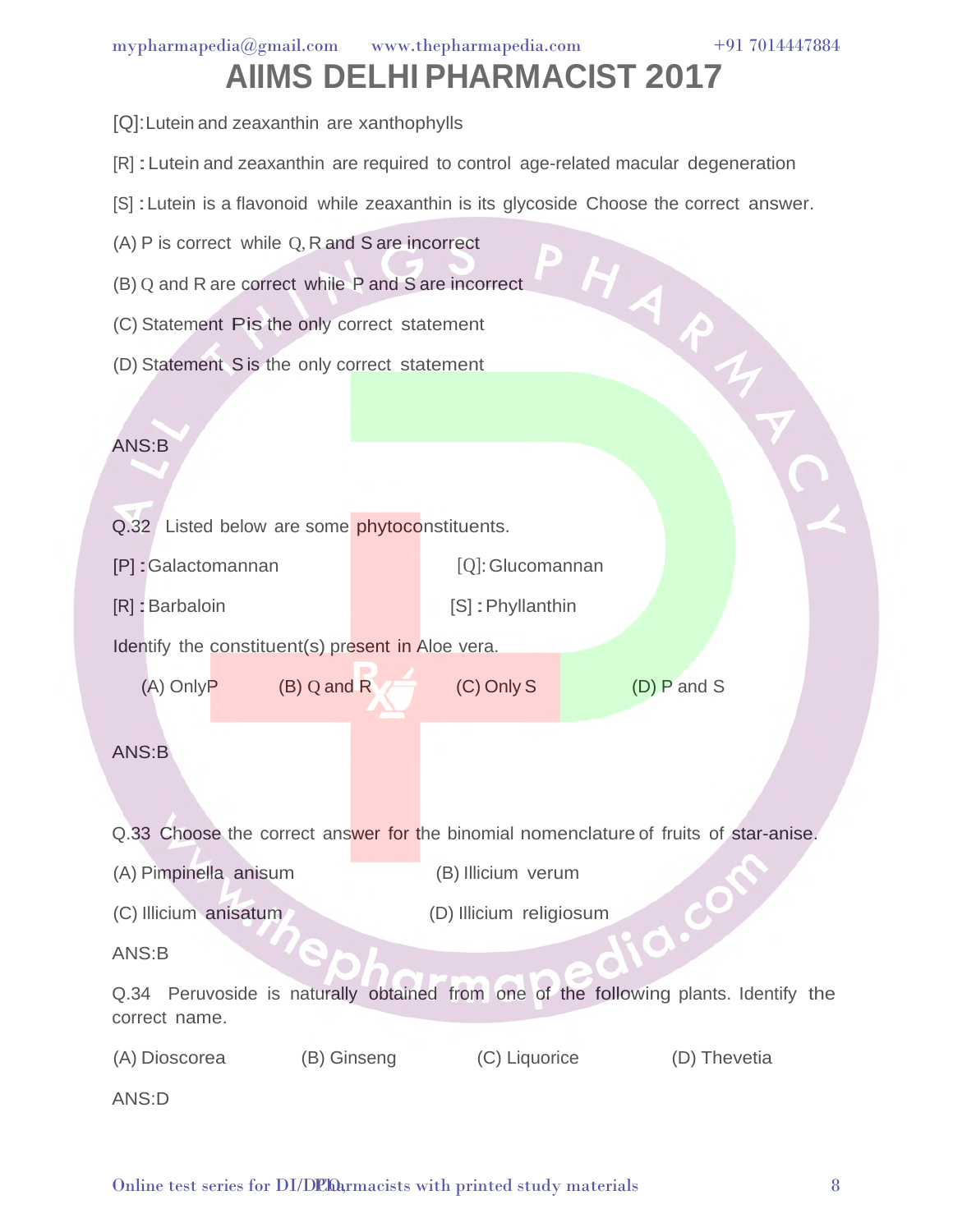# AIIMS DELHI PHARMACIST 2017

[Q]:Lutein and zeaxanthin are xanthophylls

[R] : Lutein and zeaxanthin are required to control age-related macular degeneration

[S] : Lutein is a flavonoid while zeaxanthin is its glycoside Choose the correct answer.

(A) P is correct while Q, R and S are incorrect

(B) Q and R are correct while P and S are incorrect

(C) Statement P is the only correct statement

(D) Statement S is the only correct statement

ANS:B

Q.32 Listed below are some phytoconstituents.

[P] : Galactomannan [Q]: Glucomannan

[R] : Barbaloin [S] : Phyllanthin

Identify the constituent(s) present in Aloe vera.

(A) Only P (B) Q and R (C) Only S (D) P and S

ANS:B

Q.33 Choose the correct answer for the binomial nomenclature of fruits of star-anise.

(A) Pimpinella anisum (B) Illicium verum

(C) Illicium anisatum (D) Illicium religiosum

ANS:B

Q.34 Peruvoside is naturally obtained from one of the following plants. Identify the correct name.

(A) Dioscorea (B) Ginseng (C) Liquorice (D) Thevetia

ANS:D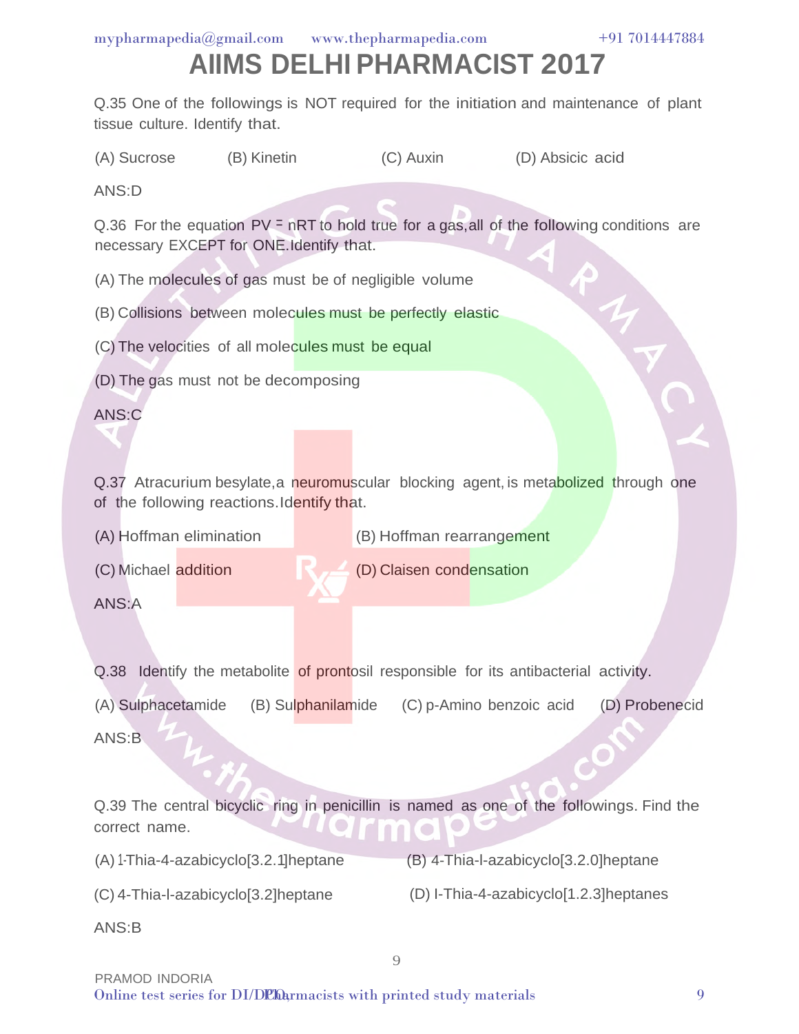# AIIMS DELHI PHARMACIST 2017

Q.35 One of the followings is NOT required for the initiation and maintenance of plant tissue culture. Identify that.

(A) Sucrose (B) Kinetin (C) Auxin (D) Absicic acid

ANS:D

Q.36 For the equation $PV = nRT$ to hold true for a gas, all of the following conditions are necessary EXCEPT for ONE. Identify that.

(A) The molecules of gas must be of negligible volume

(B) Collisions between molecules must be perfectly elastic

(C) The velocities of all molecules must be equal

(D) The gas must not be decomposing

ANS:C

Q.37 Atracurium besylate, a neuromuscular blocking agent, is metabolized through one of the following reactions. Identify that.

(A) Hoffman elimination (B) Hoffman rearrangement

(C) Michael addition (D) Claisen condensation

ANS:A

Q.38 Identify the metabolite of prontosil responsible for its antibacterial activity.

(A) Sulphacetamide (B) Sulphanilamide (C) p-Amino benzoic acid (D) Probenecid

ANS:B

Q.39 The central bicyclic ring in penicillin is named as one of the followings. Find the correct name.

(A) 1-Thia-4-azabicyclo[3.2.1]heptane (B) 4-Thia-l-azabicyclo[3.2.0]heptane

(C) 4-Thia-l-azabicyclo[3.2]heptane (D) l-Thia-4-azabicyclo[1.2.3]heptanes

ANS:B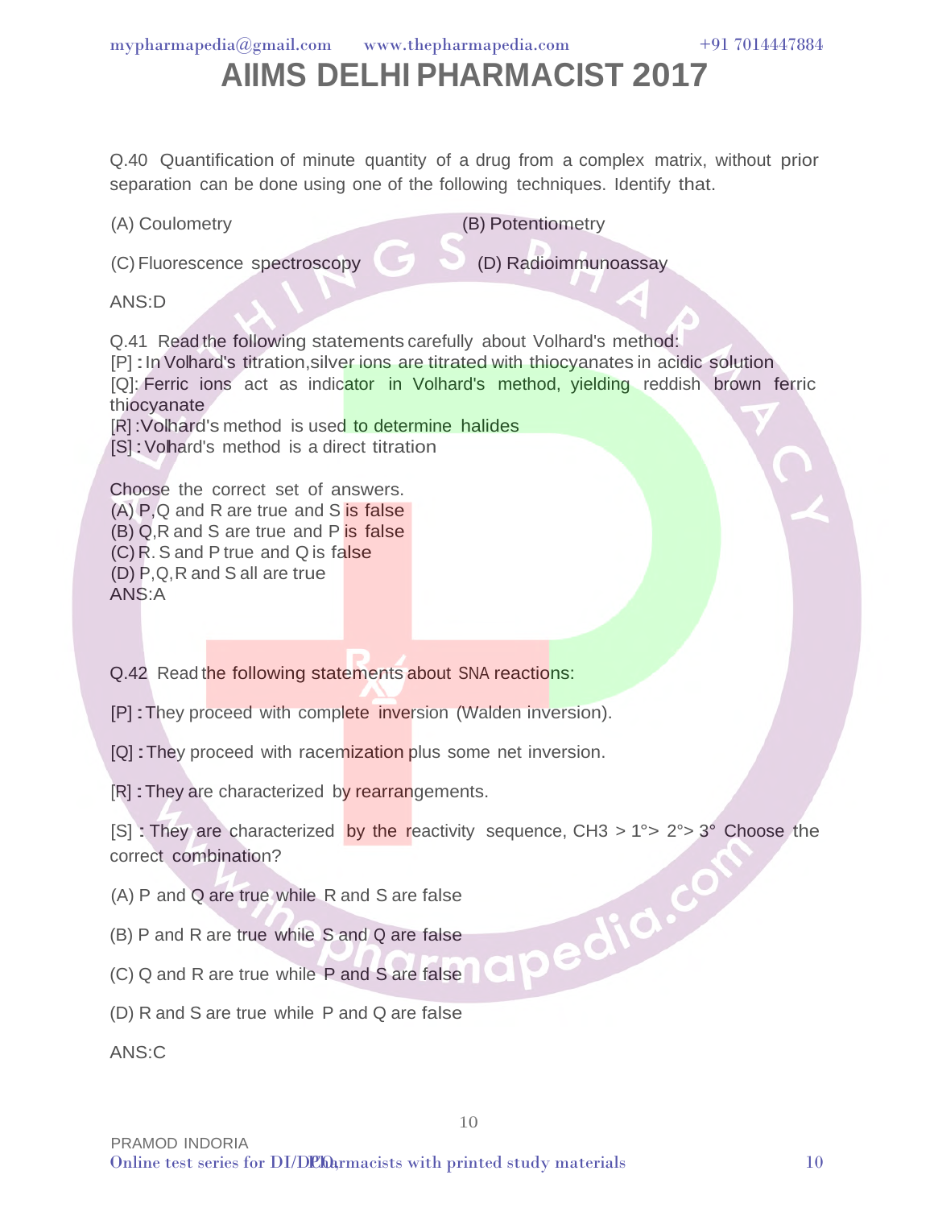# AIIMS DELHI PHARMACIST 2017

Q.40 Quantification of minute quantity of a drug from a complex matrix, without prior separation can be done using one of the following techniques. Identify that.

(A) Coulometry

(B) Potentiometry

(C) Fluorescence spectroscopy

(D) Radioimmunoassay

ANS:D

Q.41 Read the following statements carefully about Volhard's method:
[P] : In Volhard's titration, silver ions are titrated with thiocyanates in acidic solution
[Q]: Ferric ions act as indicator in Volhard's method, yielding reddish brown ferric thiocyanate
[R] : Volhard's method is used to determine halides
[S] : Volhard's method is a direct titration

Choose the correct set of answers.
(A) P,Q and R are true and S is false
(B) Q,R and S are true and P is false
(C) R. S and P true and Q is false
(D) P,Q,R and S all are true
ANS:A

Q.42 Read the following statements about SNA reactions:

[P] : They proceed with complete inversion (Walden inversion).

[Q] : They proceed with racemization plus some net inversion.

[R] : They are characterized by rearrangements.

[S] : They are characterized by the reactivity sequence, $CH_3$ > 1°> 2°> 3° Choose the correct combination?

(A) P and Q are true while R and S are false

(B) P and R are true while S and Q are false

(C) Q and R are true while P and S are false

(D) R and S are true while P and Q are false

ANS:C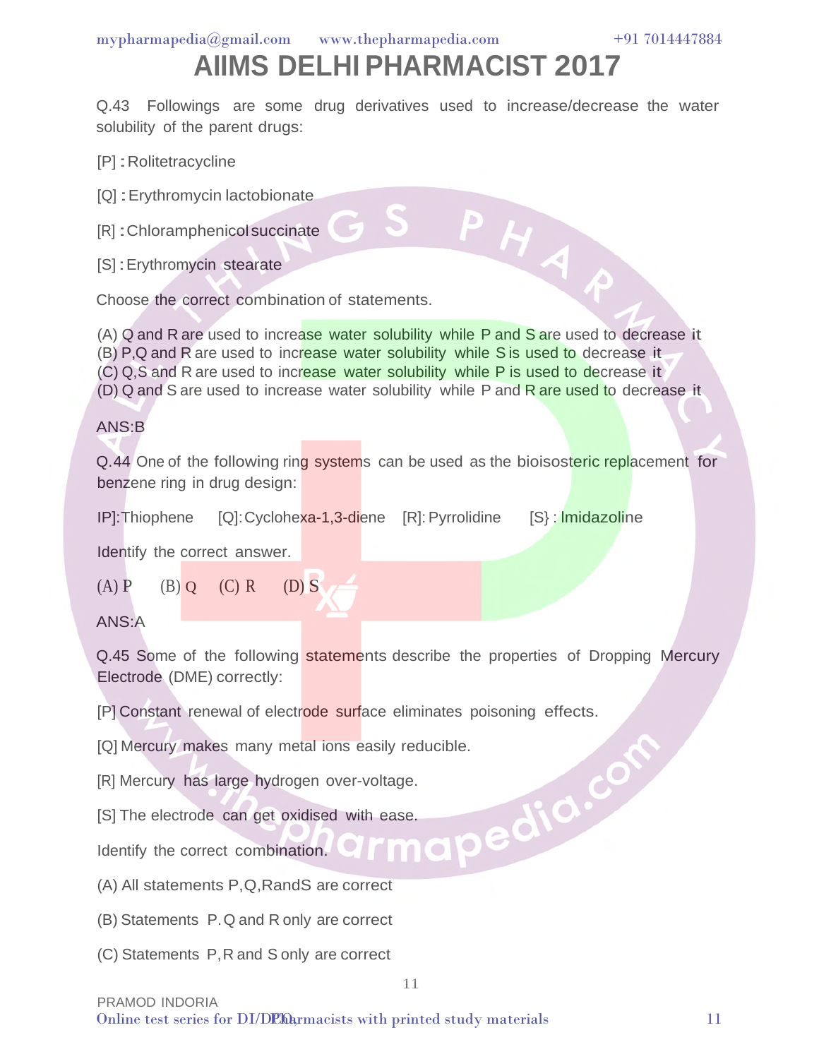# AIIMS DELHI PHARMACIST 2017

Q.43 Followings are some drug derivatives used to increase/decrease the water solubility of the parent drugs:

[P] : Rolitetracycline

[Q] : Erythromycin lactobionate

[R] : Chloramphenicol succinate

[S] : Erythromycin stearate

Choose the correct combination of statements.

(A) Q and R are used to increase water solubility while P and S are used to decrease it
(B) P,Q and R are used to increase water solubility while S is used to decrease it
(C) Q,S and R are used to increase water solubility while P is used to decrease it
(D) Q and S are used to increase water solubility while P and R are used to decrease it

ANS:B

Q.44 One of the following ring systems can be used as the bioisosteric replacement for benzene ring in drug design:

IP]:Thiophene [Q]:Cyclohexa-1,3-diene [R]: Pyrrolidine [S} : Imidazoline

Identify the correct answer.

(A) P (B) Q (C) R (D) S

ANS:A

Q.45 Some of the following statements describe the properties of Dropping Mercury Electrode (DME) correctly:

[P] Constant renewal of electrode surface eliminates poisoning effects.

[Q] Mercury makes many metal ions easily reducible.

[R] Mercury has large hydrogen over-voltage.

[S] The electrode can get oxidised with ease.

Identify the correct combination.

(A) All statements P,Q,RandS are correct

(B) Statements P. Q and R only are correct

(C) Statements P, R and S only are correct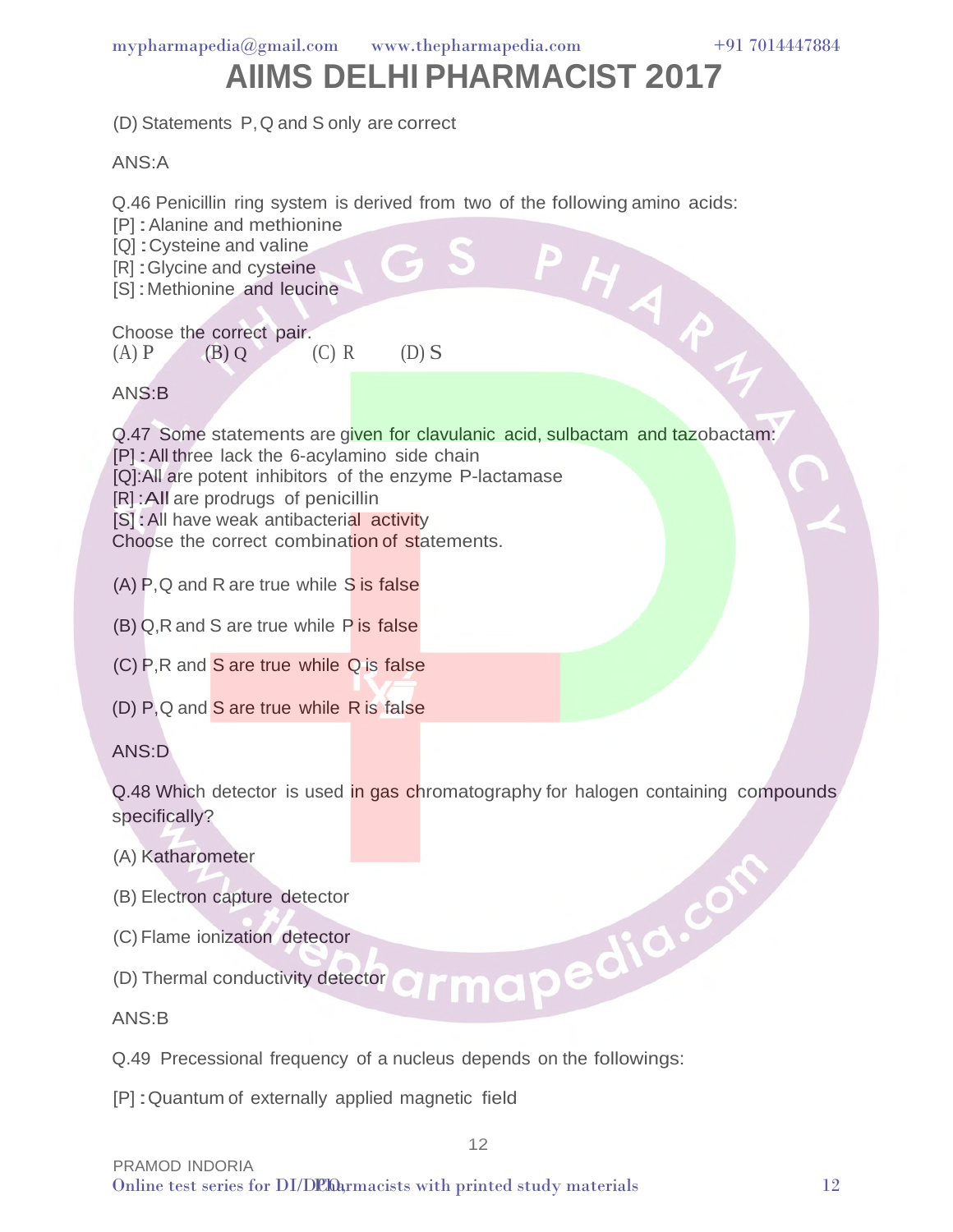(D) Statements P, Q and S only are correct

ANS:A

Q.46 Penicillin ring system is derived from two of the following amino acids:
[P] : Alanine and methionine
[Q] : Cysteine and valine
[R] : Glycine and cysteine
[S] : Methionine and leucine

Choose the correct pair.
(A) P (B) Q (C) R (D) S

ANS:B

Q.47 Some statements are given for clavulanic acid, sulbactam and tazobactam:
[P] : All three lack the 6-acylamino side chain
[Q]:All are potent inhibitors of the enzyme P-lactamase
[R] :All are prodrugs of penicillin
[S] : All have weak antibacterial activity
Choose the correct combination of statements.

(A) P,Q and R are true while S is false

(B) Q,R and S are true while P is false

(C) P,R and S are true while Q is false

(D) P,Q and S are true while R is false

ANS:D

Q.48 Which detector is used in gas chromatography for halogen containing compounds specifically?

(A) Katharometer

(B) Electron capture detector

(C) Flame ionization detector

(D) Thermal conductivity detector

ANS:B

Q.49 Precessional frequency of a nucleus depends on the followings:

[P] : Quantum of externally applied magnetic field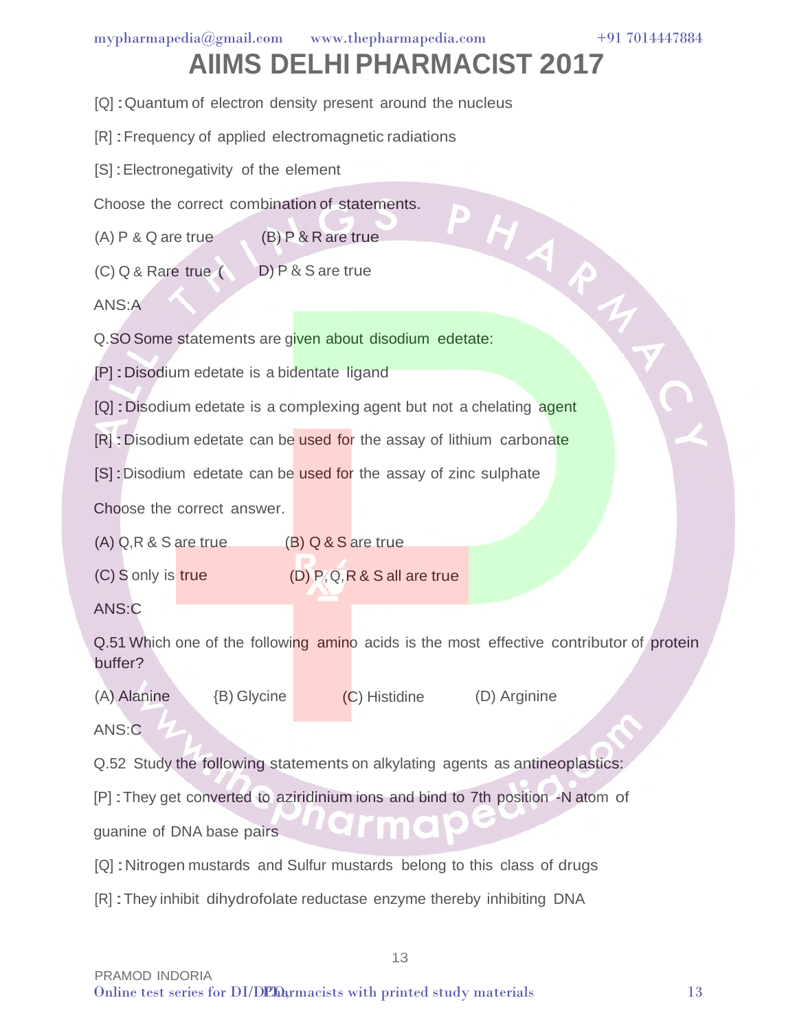# AIIMS DELHI PHARMACIST 2017

[Q] **:** Quantum of electron density present around the nucleus

[R] **:** Frequency of applied electromagnetic radiations

[S] **:** Electronegativity of the element

Choose the correct combination of statements.

(A) P & Q are true (B) P & R are true

(C) Q & Rare true ( D) P & S are true

ANS:A

Q.SO Some statements are given about disodium edetate:

[P] **:** Disodium edetate is a bidentate ligand

[Q] **:** Disodium edetate is a complexing agent but not a chelating agent

[R] **:** Disodium edetate can be used for the assay of lithium carbonate

[S] **:** Disodium edetate can be used for the assay of zinc sulphate

Choose the correct answer.

(A) Q,R & S are true (B) Q & S are true

(C) S only is true (D) P, Q, R & S all are true

ANS:C

Q.51 Which one of the following amino acids is the most effective contributor of protein buffer?

(A) Alanine {B) Glycine (C) Histidine (D) Arginine

ANS:C

Q.52 Study the following statements on alkylating agents as antineoplastics:

[P] **:** They get converted to aziridinium ions and bind to 7th position -N atom of guanine of DNA base pairs

[Q] **:** Nitrogen mustards and Sulfur mustards belong to this class of drugs

[R] **:** They inhibit dihydrofolate reductase enzyme thereby inhibiting DNA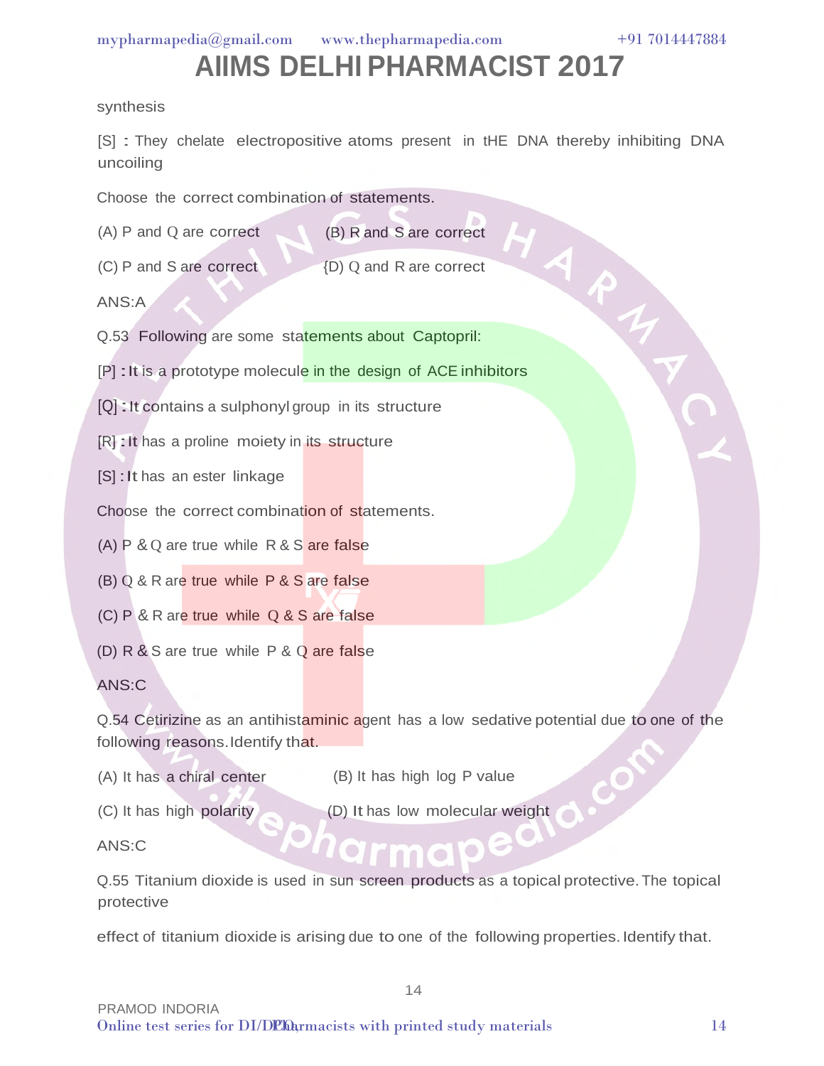synthesis

[S] : They chelate electropositive atoms present in tHE DNA thereby inhibiting DNA uncoiling

Choose the correct combination of statements.

(A) P and Q are correct (B) R and S are correct

(C) P and S are correct {D) Q and R are correct

ANS:A

Q.53 Following are some statements about Captopril:

[P] : It is a prototype molecule in the design of ACE inhibitors

[Q] : It contains a sulphonyl group in its structure

[R] : It has a proline moiety in its structure

[S] : It has an ester linkage

Choose the correct combination of statements.

(A) P & Q are true while R & S are false

(B) Q & R are true while P & S are false

(C) P & R are true while Q & S are false

(D) R & S are true while P & Q are false

ANS:C

Q.54 Cetirizine as an antihistaminic agent has a low sedative potential due to one of the following reasons. Identify that.

(A) It has a chiral center (B) It has high log P value

(C) It has high polarity (D) It has low molecular weight

ANS:C

Q.55 Titanium dioxide is used in sun screen products as a topical protective. The topical protective

effect of titanium dioxide is arising due to one of the following properties. Identify that.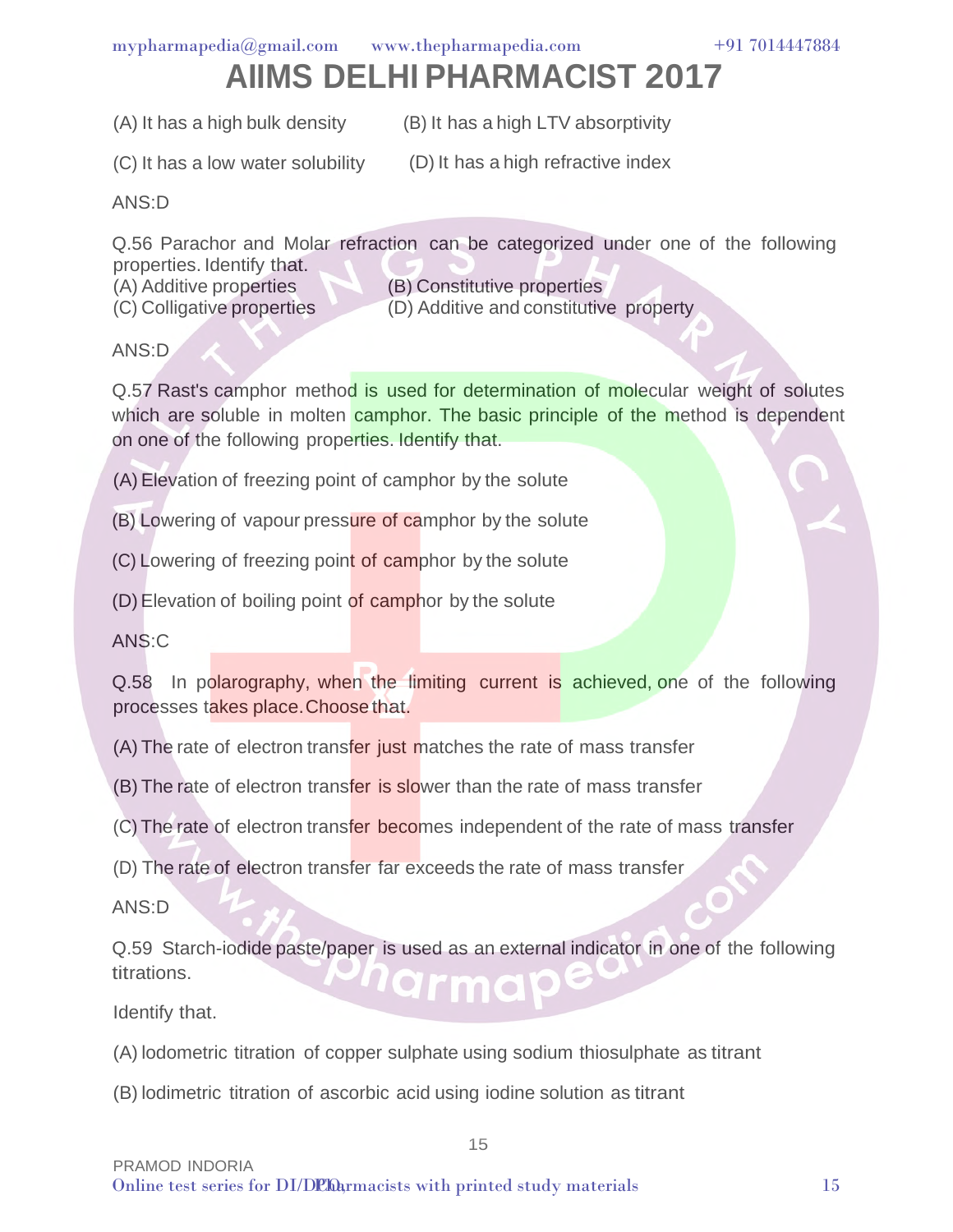# AIIMS DELHI PHARMACIST 2017

(A) It has a high bulk density (B) It has a high LTV absorptivity

(C) It has a low water solubility (D) It has a high refractive index

ANS:D

Q.56 Parachor and Molar refraction can be categorized under one of the following properties. Identify that.
(A) Additive properties (B) Constitutive properties
(C) Colligative properties (D) Additive and constitutive property

ANS:D

Q.57 Rast's camphor method is used for determination of molecular weight of solutes which are soluble in molten camphor. The basic principle of the method is dependent on one of the following properties. Identify that.

(A) Elevation of freezing point of camphor by the solute

(B) Lowering of vapour pressure of camphor by the solute

(C) Lowering of freezing point of camphor by the solute

(D) Elevation of boiling point of camphor by the solute

ANS:C

Q.58 In polarography, when the limiting current is achieved, one of the following processes takes place. Choose that.

(A) The rate of electron transfer just matches the rate of mass transfer

(B) The rate of electron transfer is slower than the rate of mass transfer

(C) The rate of electron transfer becomes independent of the rate of mass transfer

(D) The rate of electron transfer far exceeds the rate of mass transfer

ANS:D

Q.59 Starch-iodide paste/paper is used as an external indicator in one of the following titrations.

Identify that.

(A) Iodometric titration of copper sulphate using sodium thiosulphate as titrant

(B) Iodimetric titration of ascorbic acid using iodine solution as titrant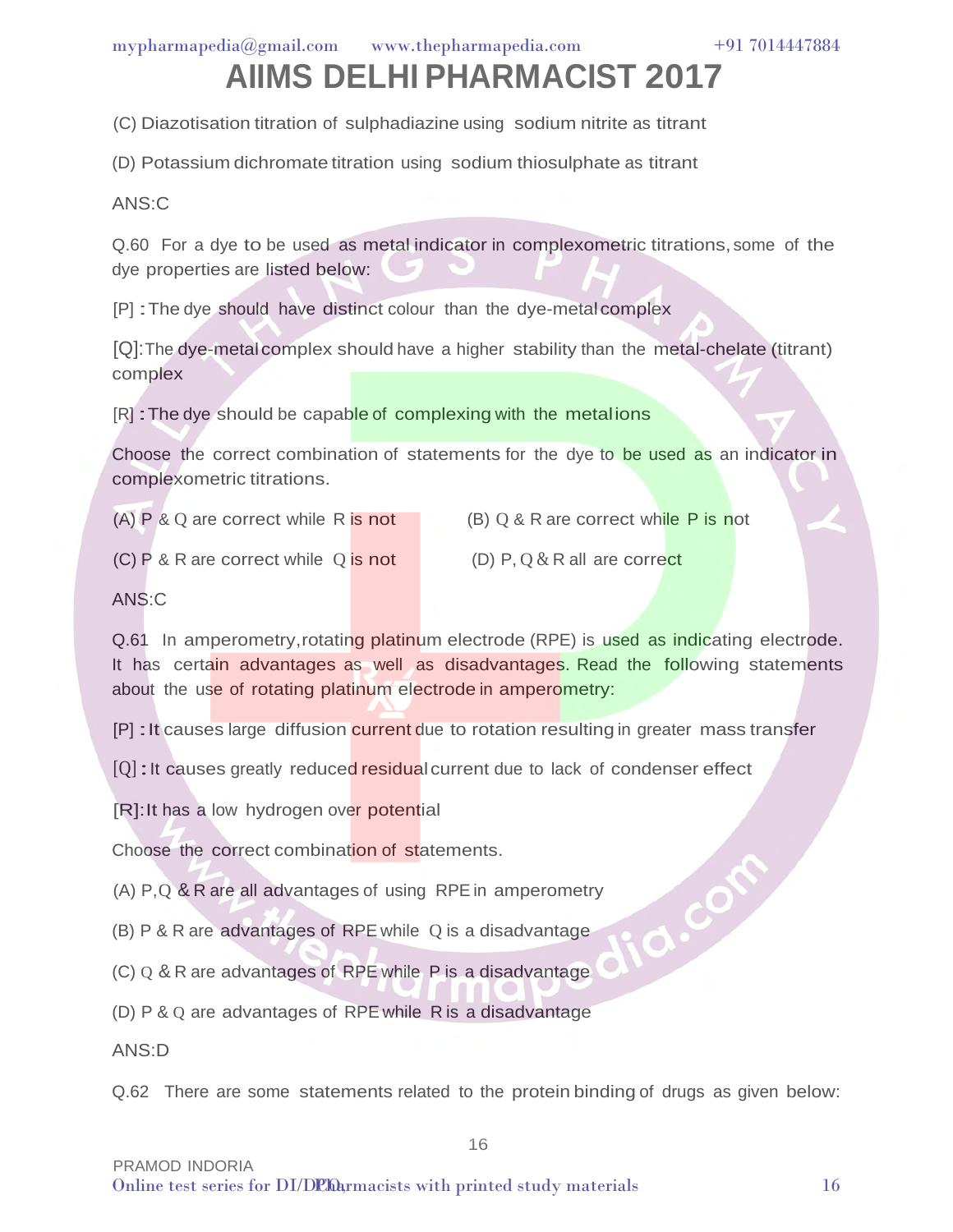(C) Diazotisation titration of sulphadiazine using sodium nitrite as titrant

(D) Potassium dichromate titration using sodium thiosulphate as titrant

ANS:C

Q.60 For a dye to be used as metal indicator in complexometric titrations, some of the dye properties are listed below:

[P] : The dye should have distinct colour than the dye-metal complex

[Q]: The dye-metal complex should have a higher stability than the metal-chelate (titrant) complex

[R] : The dye should be capable of complexing with the metal ions

Choose the correct combination of statements for the dye to be used as an indicator in complexometric titrations.

(A) P & Q are correct while R is not

(B) Q & R are correct while P is not

(C) P & R are correct while Q is not

(D) P, Q & R all are correct

ANS:C

Q.61 In amperometry, rotating platinum electrode (RPE) is used as indicating electrode. It has certain advantages as well as disadvantages. Read the following statements about the use of rotating platinum electrode in amperometry:

[P] : It causes large diffusion current due to rotation resulting in greater mass transfer

[Q] : It causes greatly reduced residual current due to lack of condenser effect

[R]: It has a low hydrogen over potential

Choose the correct combination of statements.

(A) P, Q & R are all advantages of using RPE in amperometry

(B) P & R are advantages of RPE while Q is a disadvantage

(C) Q & R are advantages of RPE while P is a disadvantage

(D) P & Q are advantages of RPE while R is a disadvantage

ANS:D

Q.62 There are some statements related to the protein binding of drugs as given below: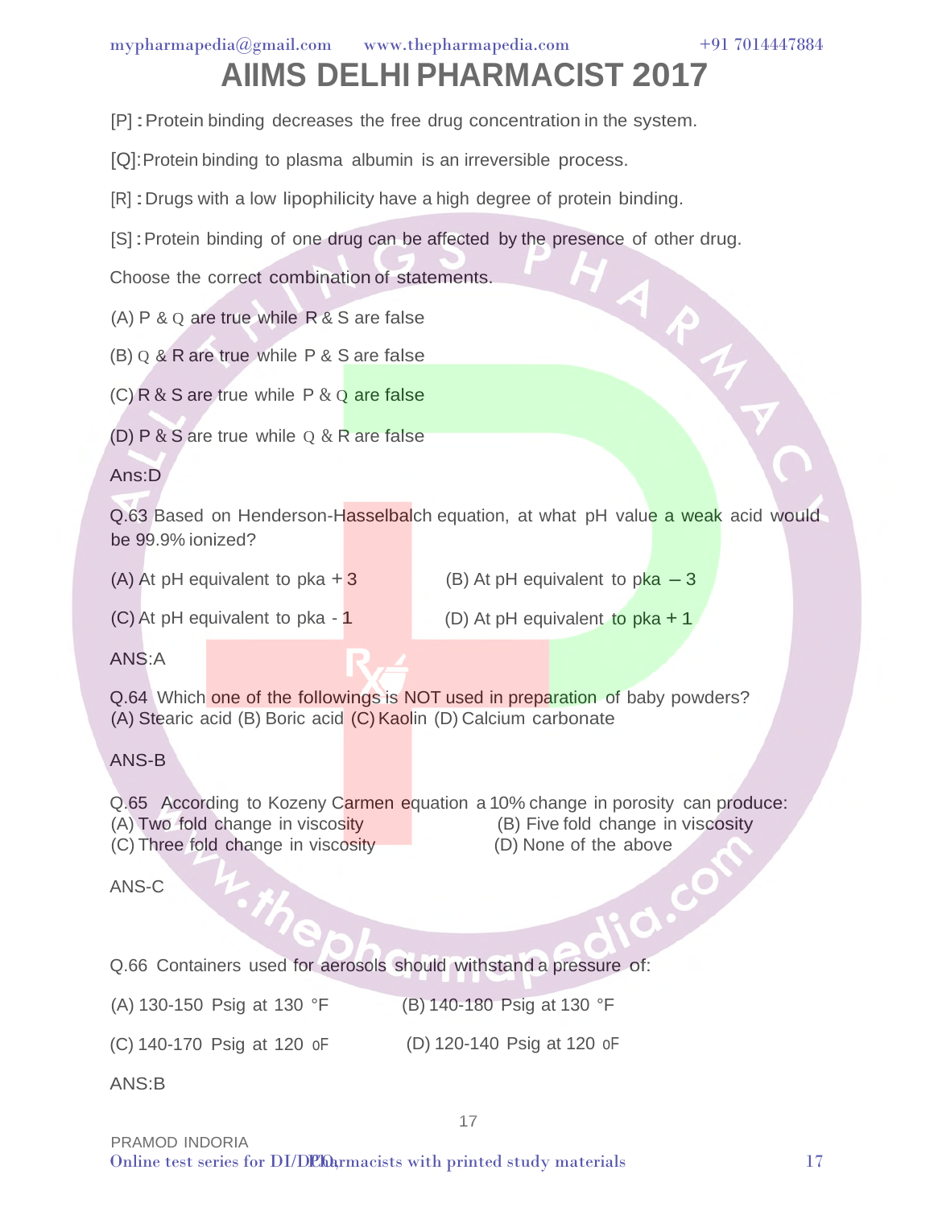# AIIMS DELHI PHARMACIST 2017

[P] : Protein binding decreases the free drug concentration in the system.

[Q]: Protein binding to plasma albumin is an irreversible process.

[R] : Drugs with a low lipophilicity have a high degree of protein binding.

[S] : Protein binding of one drug can be affected by the presence of other drug.

Choose the correct combination of statements.

(A) P & Q are true while R & S are false

(B) Q & R are true while P & S are false

(C) R & S are true while P & Q are false

(D) P & S are true while Q & R are false

Ans:D

Q.63 Based on Henderson-Hasselbalch equation, at what pH value a weak acid would be 99.9% ionized?

(A) At pH equivalent to pka + 3

(B) At pH equivalent to pka – 3

(C) At pH equivalent to pka - 1

(D) At pH equivalent to pka + 1

ANS:A

Q.64 Which one of the followings is NOT used in preparation of baby powders?
(A) Stearic acid (B) Boric acid (C) Kaolin (D) Calcium carbonate

ANS-B

Q.65 According to Kozeny Carmen equation a 10% change in porosity can produce:
(A) Two fold change in viscosity
(B) Five fold change in viscosity
(C) Three fold change in viscosity
(D) None of the above

ANS-C

Q.66 Containers used for aerosols should withstand a pressure of:

(A) 130-150 Psig at 130 °F

(B) 140-180 Psig at 130 °F

(C) 140-170 Psig at 120 oF

(D) 120-140 Psig at 120 oF

ANS:B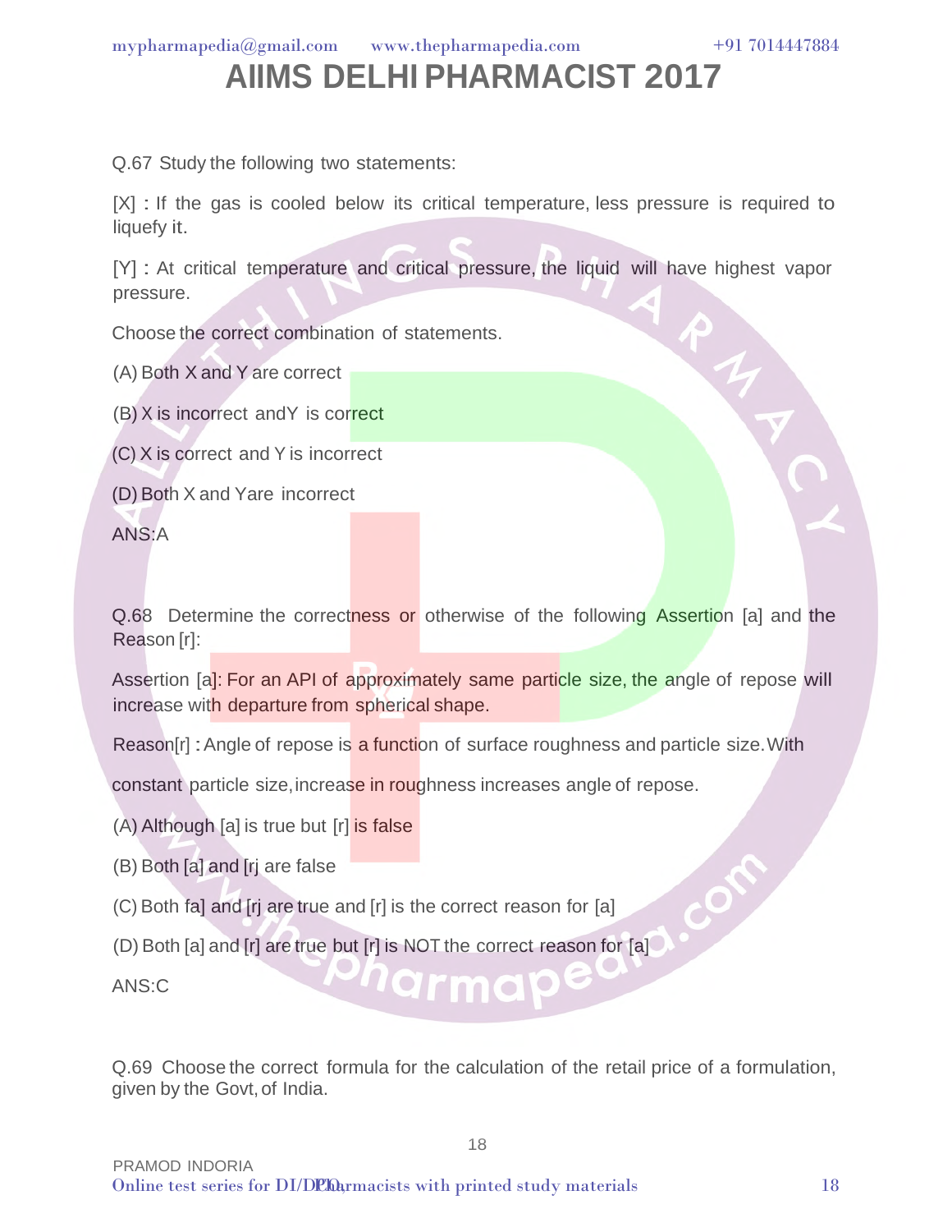Q.67 Study the following two statements:

[X] : If the gas is cooled below its critical temperature, less pressure is required to liquefy it.

[Y] : At critical temperature and critical pressure, the liquid will have highest vapor pressure.

Choose the correct combination of statements.

(A) Both X and Y are correct

(B) X is incorrect andY is correct

(C) X is correct and Y is incorrect

(D) Both X and Yare incorrect

ANS:A

Q.68 Determine the correctness or otherwise of the following Assertion [a] and the Reason [r]:

Assertion [a]: For an API of approximately same particle size, the angle of repose will increase with departure from spherical shape.

Reason[r] : Angle of repose is a function of surface roughness and particle size. With constant particle size, increase in roughness increases angle of repose.

(A) Although [a] is true but [r] is false

(B) Both [a] and [rj are false

(C) Both fa] and [rj are true and [r] is the correct reason for [a]

(D) Both [a] and [r] are true but [r] is NOT the correct reason for [a]

ANS:C

Q.69 Choose the correct formula for the calculation of the retail price of a formulation, given by the Govt, of India.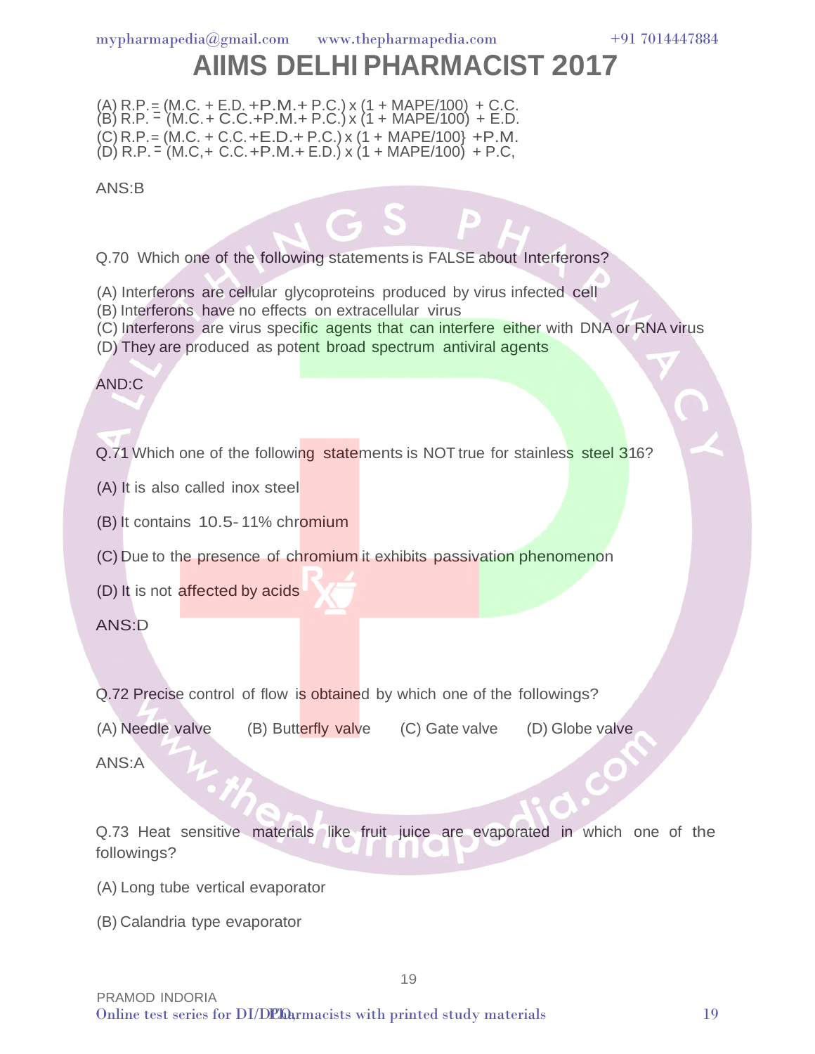# AIIMS DELHI PHARMACIST 2017

(A) R.P. = (M.C. + E.D. +P.M.+ P.C.) x (1 + MAPE/100) + C.C.
(B) R.P. = (M.C.+ C.C.+P.M.+ P.C.) x (1 + MAPE/100) + E.D.
(C) R.P.= (M.C. + C.C.+E.D.+ P.C.) x (1 + MAPE/100} +P.M.
(D) R.P. = (M.C,+ C.C.+P.M.+ E.D.) x (1 + MAPE/100) + P.C,

ANS:B

Q.70 Which one of the following statements is FALSE about Interferons?

(A) Interferons are cellular glycoproteins produced by virus infected cell
(B) Interferons have no effects on extracellular virus
(C) Interferons are virus specific agents that can interfere either with DNA or RNA virus
(D) They are produced as potent broad spectrum antiviral agents

AND:C

Q.71 Which one of the following statements is NOT true for stainless steel 316?

(A) It is also called inox steel

(B) It contains 10.5- 11% chromium

(C) Due to the presence of chromium it exhibits passivation phenomenon

(D) It is not affected by acids

ANS:D

Q.72 Precise control of flow is obtained by which one of the followings?

(A) Needle valve (B) Butterfly valve (C) Gate valve (D) Globe valve

ANS:A

Q.73 Heat sensitive materials like fruit juice are evaporated in which one of the followings?

(A) Long tube vertical evaporator

(B) Calandria type evaporator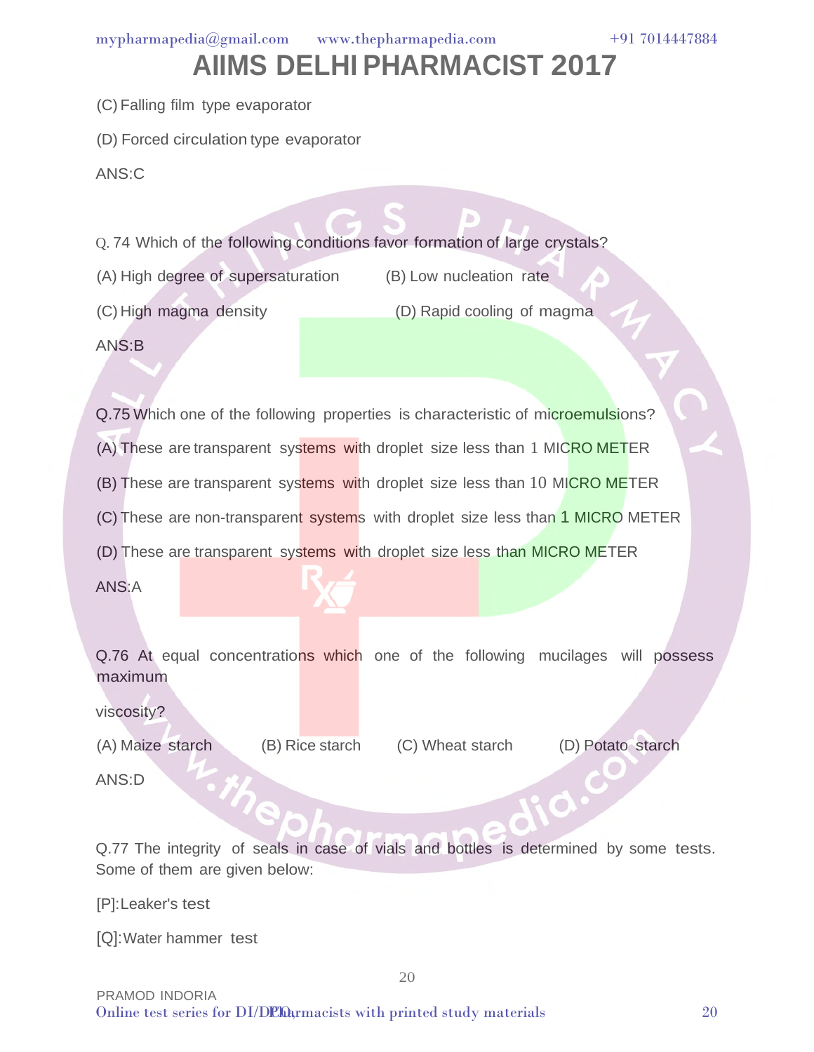(C) Falling film type evaporator

(D) Forced circulation type evaporator

ANS:C

Q. 74 Which of the following conditions favor formation of large crystals?

(A) High degree of supersaturation (B) Low nucleation rate

(C) High magma density (D) Rapid cooling of magma

ANS:B

Q.75 Which one of the following properties is characteristic of microemulsions?

(A) These are transparent systems with droplet size less than 1 MICRO METER

(B) These are transparent systems with droplet size less than 10 MICRO METER

(C) These are non-transparent systems with droplet size less than 1 MICRO METER

(D) These are transparent systems with droplet size less than MICRO METER

ANS:A

Q.76 At equal concentrations which one of the following mucilages will possess maximum

viscosity?

(A) Maize starch (B) Rice starch (C) Wheat starch (D) Potato starch

ANS:D

Q.77 The integrity of seals in case of vials and bottles is determined by some tests. Some of them are given below:

[P]:Leaker's test

[Q]:Water hammer test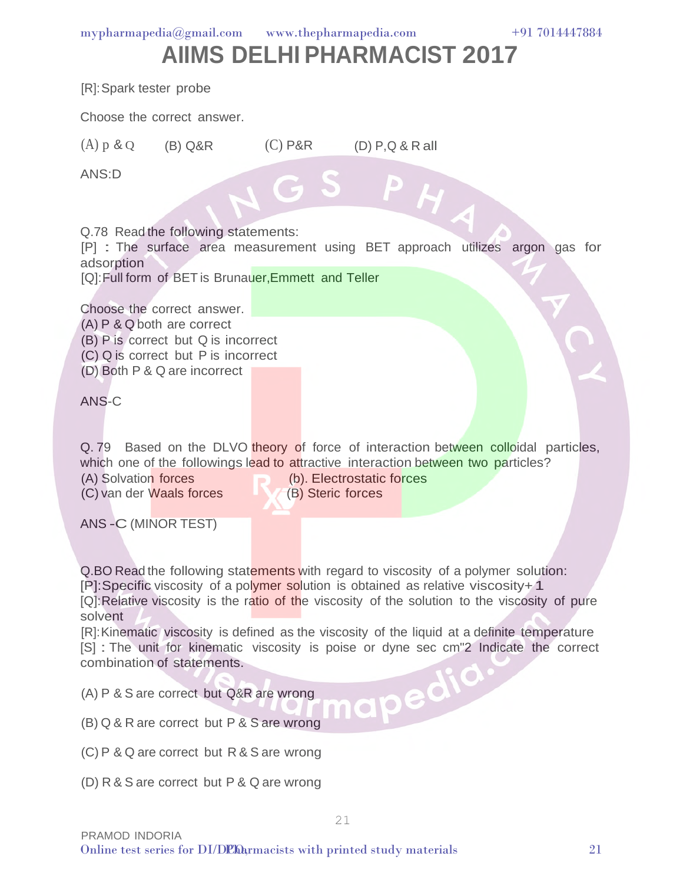[R]: Spark tester probe

Choose the correct answer.

(A) p & Q  (B) Q&R  (C) P&R  (D) P,Q & R all

ANS:D

Q.78 Read the following statements:
[P] : The surface area measurement using BET approach utilizes argon gas for adsorption
[Q]: Full form of BET is Brunauer,Emmett and Teller

Choose the correct answer.
(A) P & Q both are correct
(B) P is correct but Q is incorrect
(C) Q is correct but P is incorrect
(D) Both P & Q are incorrect

ANS-C

Q. 79 Based on the DLVO theory of force of interaction between colloidal particles, which one of the followings lead to attractive interaction between two particles?
(A) Solvation forces  (b). Electrostatic forces
(C) van der Waals forces  (B) Steric forces

ANS -C (MINOR TEST)

Q.BO Read the following statements with regard to viscosity of a polymer solution:
[P]: Specific viscosity of a polymer solution is obtained as relative viscosity+ 1
[Q]: Relative viscosity is the ratio of the viscosity of the solution to the viscosity of pure solvent
[R]: Kinematic viscosity is defined as the viscosity of the liquid at a definite temperature
[S] : The unit for kinematic viscosity is poise or dyne sec cm"2 Indicate the correct combination of statements.

(A) P & S are correct but Q&R are wrong

(B) Q & R are correct but P & S are wrong

(C) P & Q are correct but R & S are wrong

(D) R & S are correct but P & Q are wrong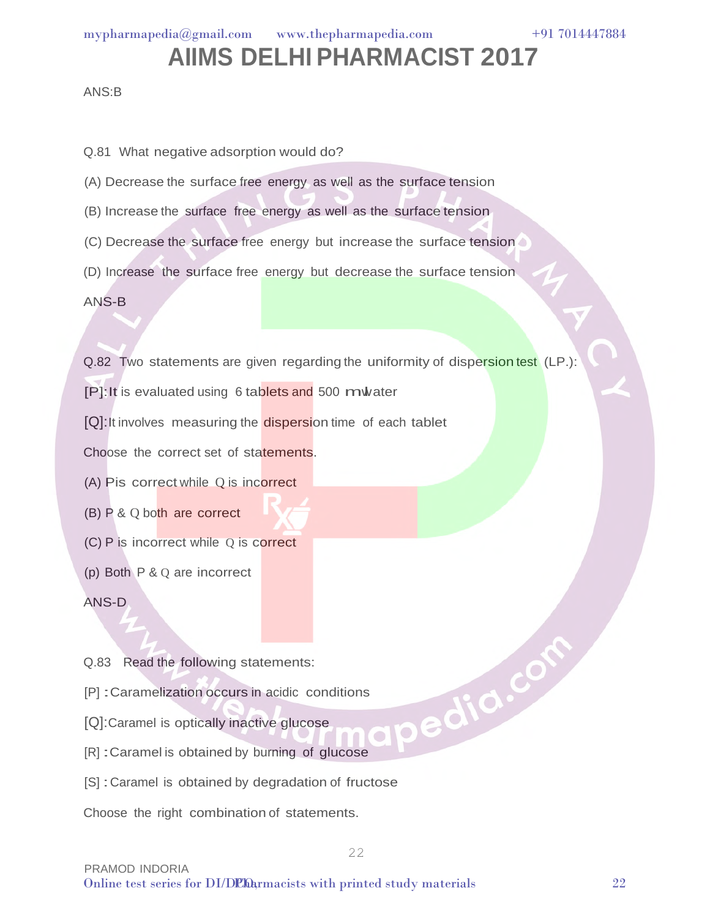ANS:B

Q.81 What negative adsorption would do?

(A) Decrease the surface free energy as well as the surface tension

(B) Increase the surface free energy as well as the surface tension

(C) Decrease the surface free energy but increase the surface tension

(D) Increase the surface free energy but decrease the surface tension

ANS-B

Q.82 Two statements are given regarding the uniformity of dispersion test (I.P.):

[P]: It is evaluated using 6 tablets and 500 ml water

[Q]: It involves measuring the dispersion time of each tablet

Choose the correct set of statements.

(A) P is correct while Q is incorrect

(B) P & Q both are correct

(C) P is incorrect while Q is correct

(p) Both P & Q are incorrect

ANS-D

Q.83 Read the following statements:

[P] : Caramelization occurs in acidic conditions

[Q]: Caramel is optically inactive glucose

[R] : Caramel is obtained by burning of glucose

[S] : Caramel is obtained by degradation of fructose

Choose the right combination of statements.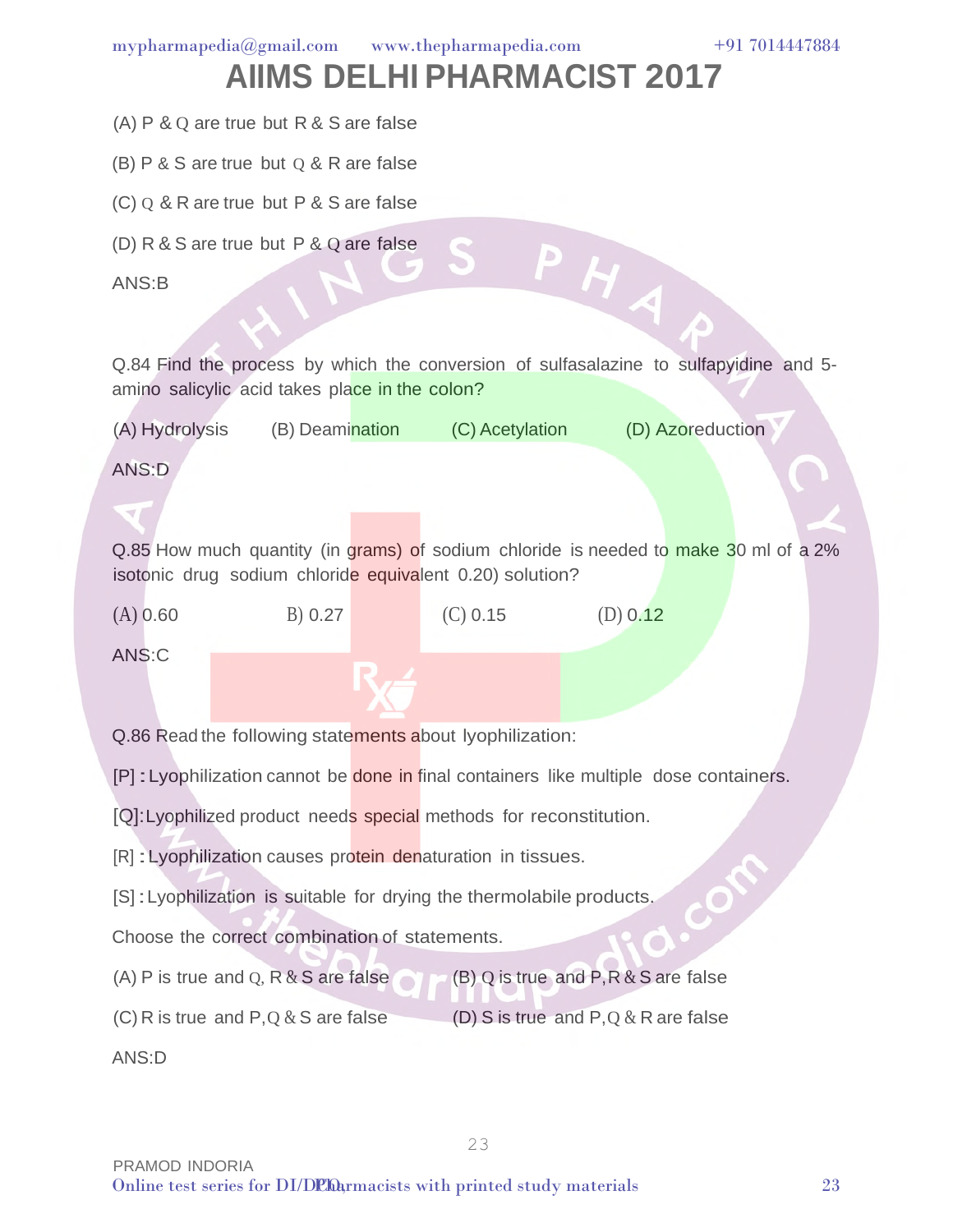(A) P & Q are true but R & S are false

(B) P & S are true but Q & R are false

(C) Q & R are true but P & S are false

(D) R & S are true but P & Q are false

ANS:B

Q.84 Find the process by which the conversion of sulfasalazine to sulfapyidine and 5-amino salicylic acid takes place in the colon?

(A) Hydrolysis (B) Deamination (C) Acetylation (D) Azoreduction

ANS:D

Q.85 How much quantity (in grams) of sodium chloride is needed to make 30 ml of a 2% isotonic drug sodium chloride equivalent 0.20) solution?

(A) 0.60 B) 0.27 (C) 0.15 (D) 0.12

ANS:C

Q.86 Read the following statements about lyophilization:

[P] : Lyophilization cannot be done in final containers like multiple dose containers.

[Q]: Lyophilized product needs special methods for reconstitution.

[R] : Lyophilization causes protein denaturation in tissues.

[S] : Lyophilization is suitable for drying the thermolabile products.

Choose the correct combination of statements.

(A) P is true and Q, R & S are false

(B) Q is true and P, R & S are false

(C) R is true and P, Q & S are false

(D) S is true and P, Q & R are false

ANS:D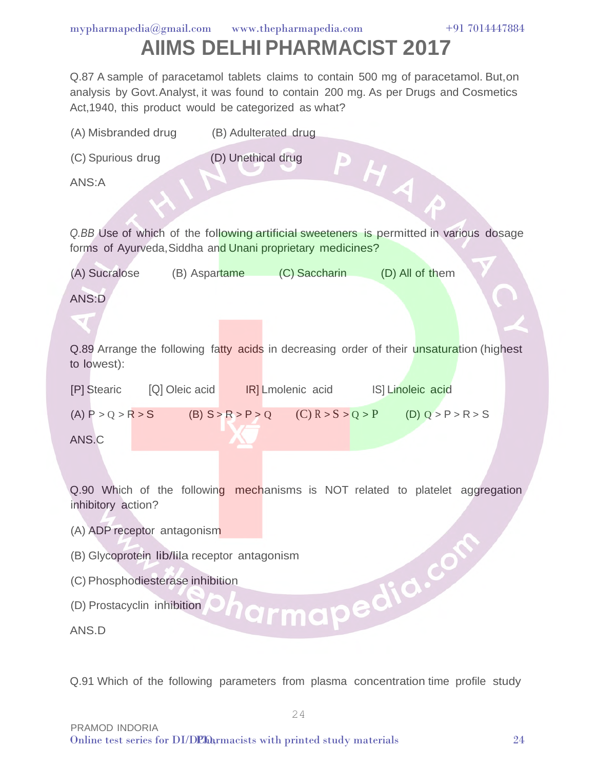# AIIMS DELHI PHARMACIST 2017

Q.87 A sample of paracetamol tablets claims to contain 500 mg of paracetamol. But,on analysis by Govt.Analyst, it was found to contain 200 mg. As per Drugs and Cosmetics Act,1940, this product would be categorized as what?

(A) Misbranded drug (B) Adulterated drug

(C) Spurious drug (D) Unethical drug

ANS:A

*Q.BB* Use of which of the following artificial sweeteners is permitted in various dosage forms of Ayurveda,Siddha and Unani proprietary medicines?

(A) Sucralose (B) Aspartame (C) Saccharin (D) All of them

ANS:D

Q.89 Arrange the following fatty acids in decreasing order of their unsaturation (highest to lowest):

[P] Stearic [Q] Oleic acid IR] Lmolenic acid IS] Linoleic acid

(A) P > Q > R > S (B) S > R > P > Q (C) R > S > Q > P (D) Q > P > R > S

ANS.C

Q.90 Which of the following mechanisms is NOT related to platelet aggregation inhibitory action?

(A) ADP receptor antagonism

(B) Glycoprotein lib/lila receptor antagonism

(C) Phosphodiesterase inhibition

(D) Prostacyclin inhibition

ANS.D

Q.91 Which of the following parameters from plasma concentration time profile study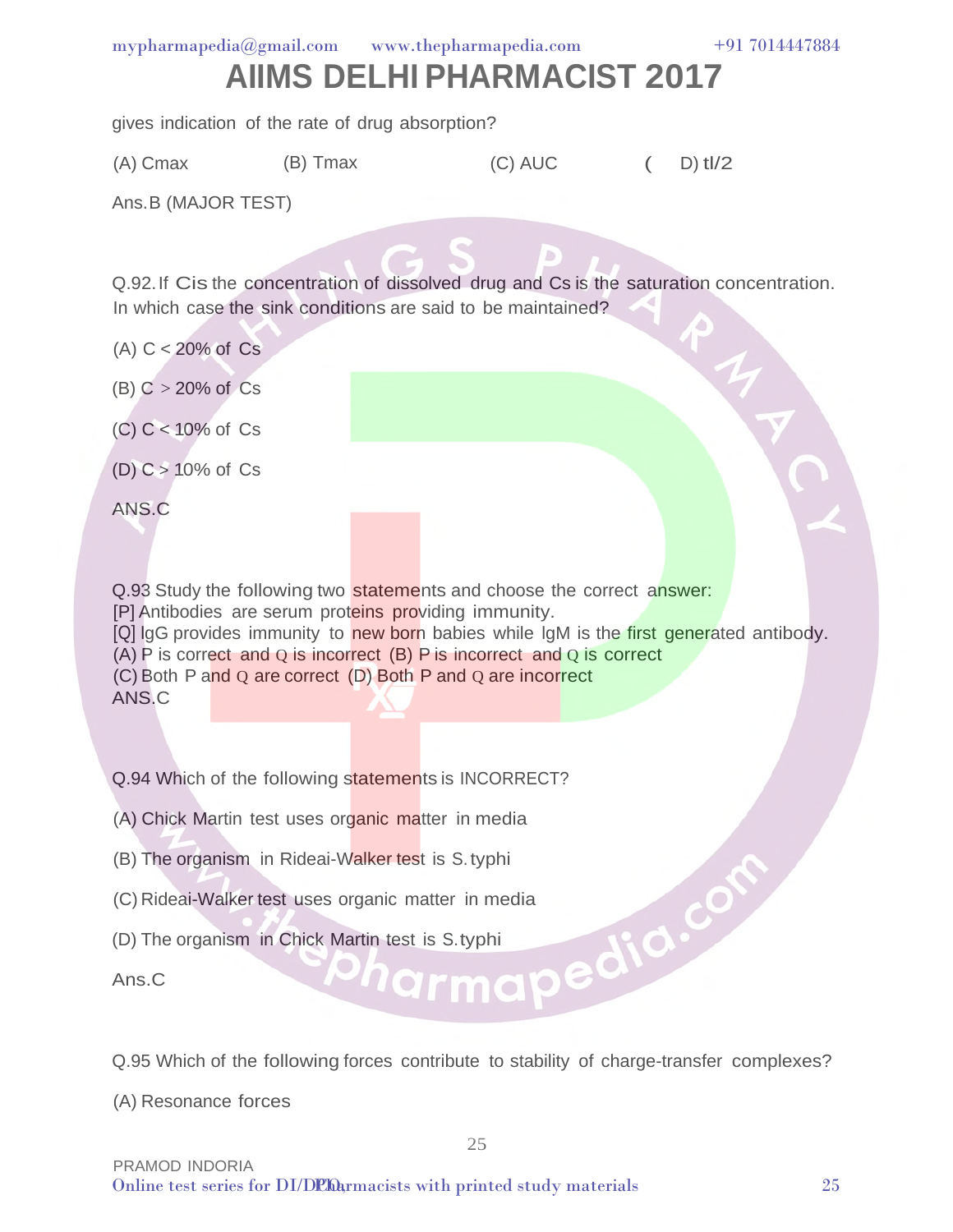# AIIMS DELHI PHARMACIST 2017

gives indication of the rate of drug absorption?

(A) Cmax (B) Tmax (C) AUC ( D) tl/2

Ans.B (MAJOR TEST)

Q.92. If Cis the concentration of dissolved drug and Cs is the saturation concentration. In which case the sink conditions are said to be maintained?

(A) C < 20% of Cs

(B) C > 20% of Cs

(C) C < 10% of Cs

(D) C > 10% of Cs

ANS.C

Q.93 Study the following two statements and choose the correct answer:
[P] Antibodies are serum proteins providing immunity.
[Q] IgG provides immunity to new born babies while IgM is the first generated antibody.
(A) P is correct and Q is incorrect (B) P is incorrect and Q is correct
(C) Both P and Q are correct (D) Both P and Q are incorrect
ANS.C

Q.94 Which of the following statements is INCORRECT?

(A) Chick Martin test uses organic matter in media

(B) The organism in Rideai-Walker test is S. typhi

(C) Rideai-Walker test uses organic matter in media

(D) The organism in Chick Martin test is S. typhi

Ans.C

Q.95 Which of the following forces contribute to stability of charge-transfer complexes?

(A) Resonance forces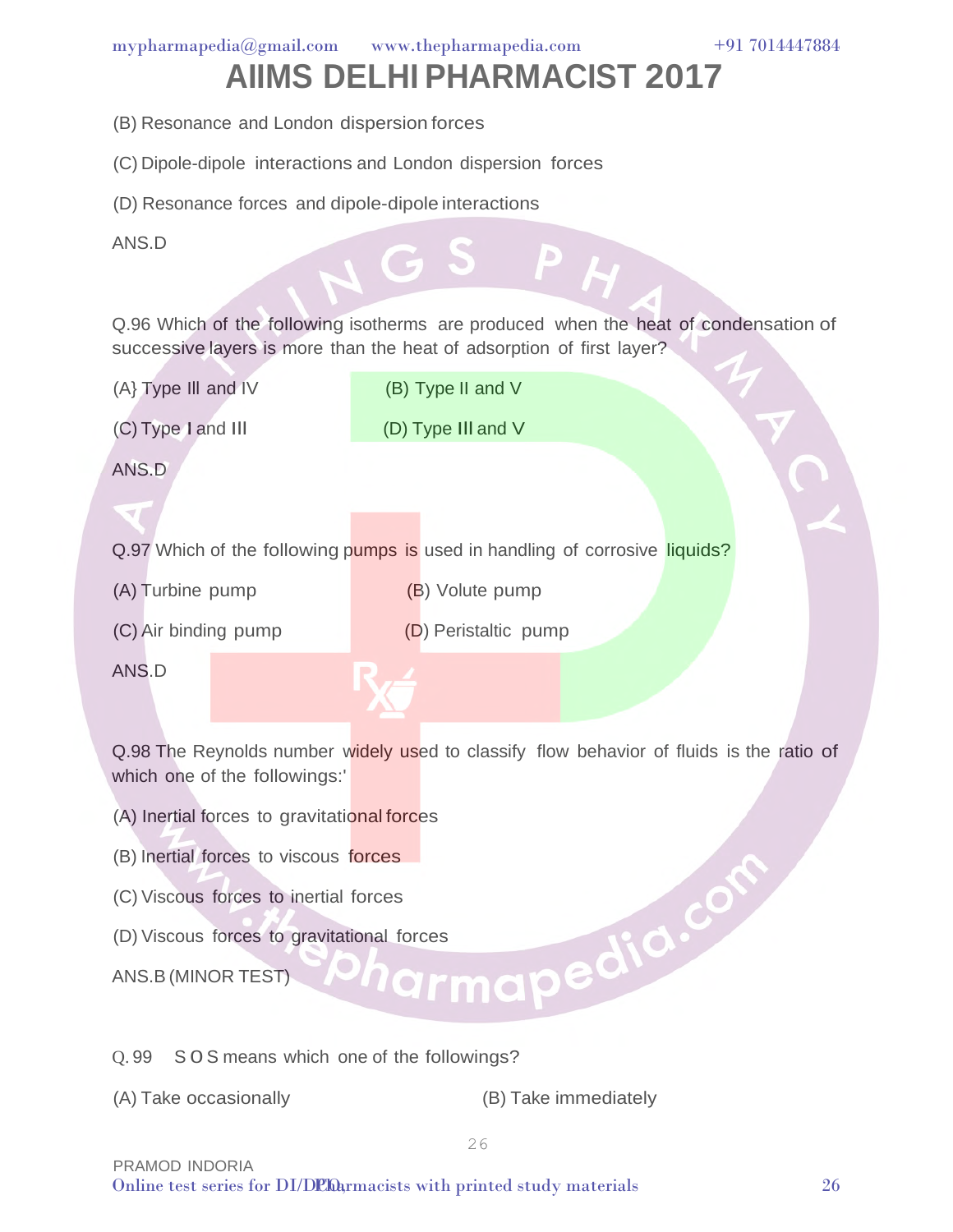(B) Resonance and London dispersion forces

(C) Dipole-dipole interactions and London dispersion forces

(D) Resonance forces and dipole-dipole interactions

ANS.D

Q.96 Which of the following isotherms are produced when the heat of condensation of successive layers is more than the heat of adsorption of first layer?

(A} Type Ill and IV

(B) Type II and V

(C) Type I and III

(D) Type III and V

ANS.D

Q.97 Which of the following pumps is used in handling of corrosive liquids?

(A) Turbine pump

(B) Volute pump

(C) Air binding pump

(D) Peristaltic pump

ANS.D

Q.98 The Reynolds number widely used to classify flow behavior of fluids is the ratio of which one of the followings:'

(A) Inertial forces to gravitational forces

(B) Inertial forces to viscous forces

(C) Viscous forces to inertial forces

(D) Viscous forces to gravitational forces

ANS.B (MINOR TEST)

Q. 99 S O S means which one of the followings?

(A) Take occasionally

(B) Take immediately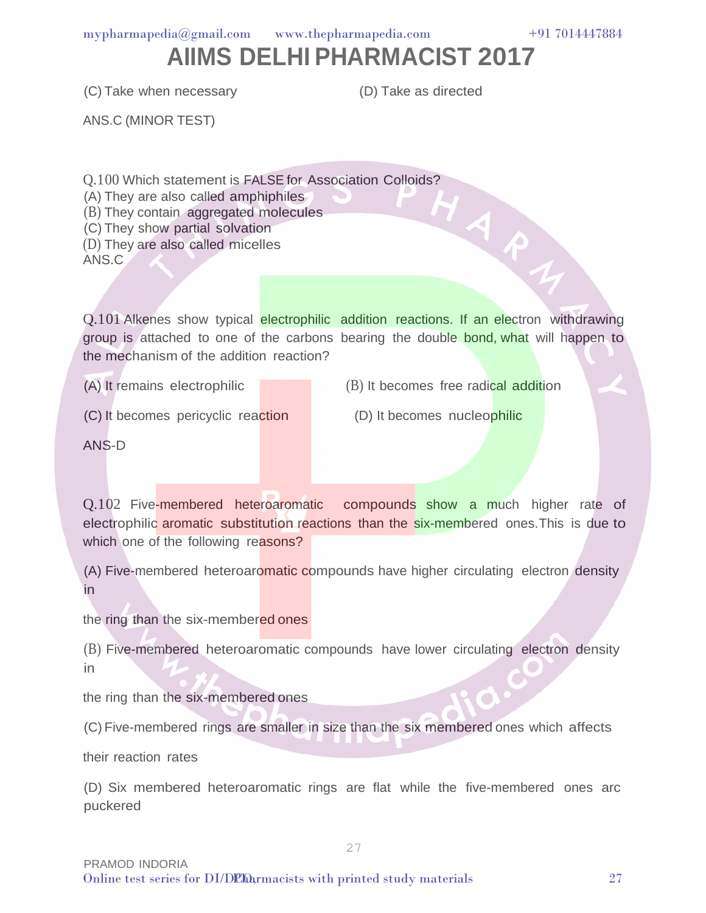# AIIMS DELHI PHARMACIST 2017

(C) Take when necessary

(D) Take as directed

ANS.C (MINOR TEST)

Q.100 Which statement is FALSE for Association Colloids?
(A) They are also called amphiphiles
(B) They contain aggregated molecules
(C) They show partial solvation
(D) They are also called micelles
ANS.C

Q.101 Alkenes show typical electrophilic addition reactions. If an electron withdrawing group is attached to one of the carbons bearing the double bond, what will happen to the mechanism of the addition reaction?

(A) It remains electrophilic

(B) It becomes free radical addition

(C) It becomes pericyclic reaction

(D) It becomes nucleophilic

ANS-D

Q.102 Five-membered heteroaromatic compounds show a much higher rate of electrophilic aromatic substitution reactions than the six-membered ones.This is due to which one of the following reasons?

(A) Five-membered heteroaromatic compounds have higher circulating electron density in

the ring than the six-membered ones

(B) Five-membered heteroaromatic compounds have lower circulating electron density in

the ring than the six-membered ones

(C) Five-membered rings are smaller in size than the six membered ones which affects

their reaction rates

(D) Six membered heteroaromatic rings are flat while the five-membered ones arc puckered

PRAMOD INDORIA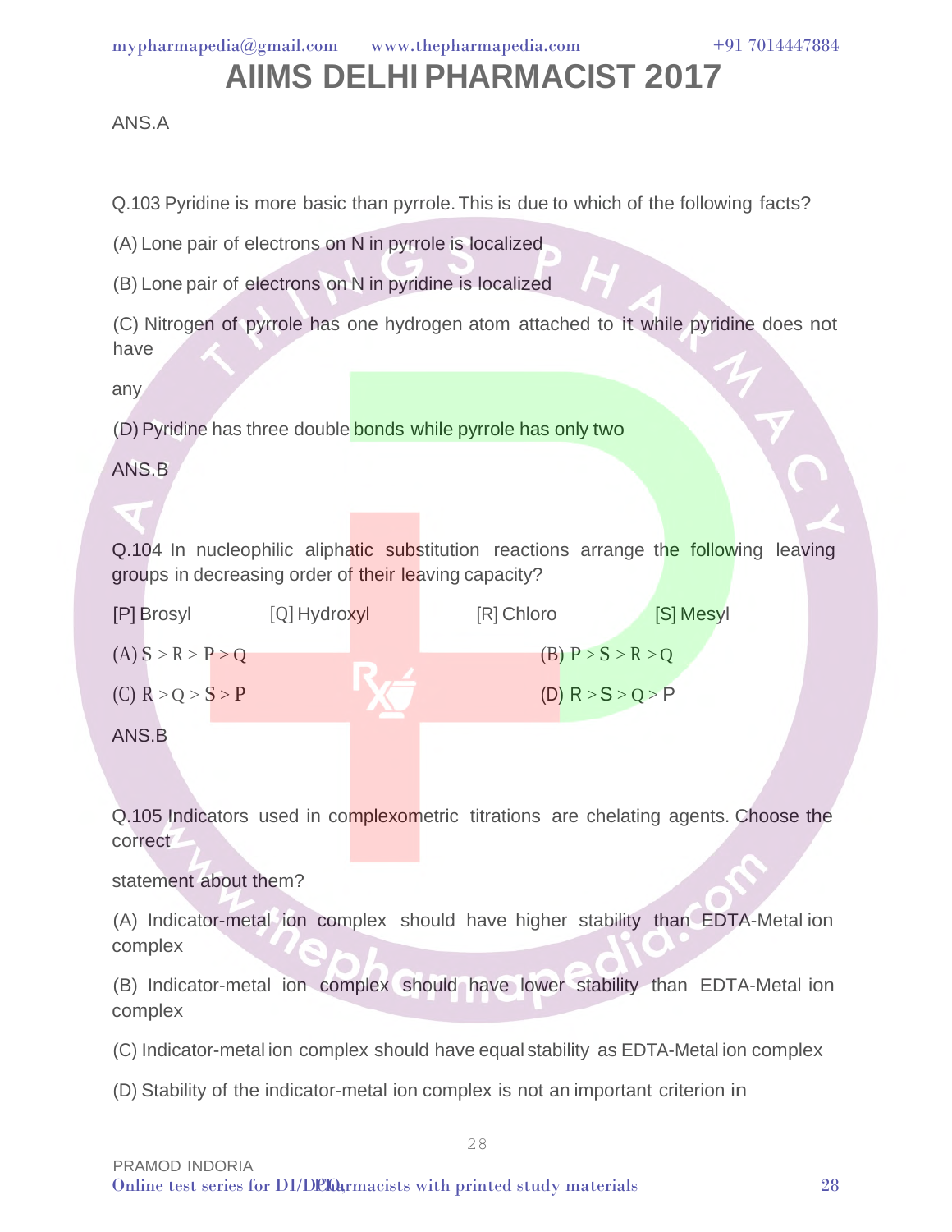# AIIMS DELHI PHARMACIST 2017

ANS.A

Q.103 Pyridine is more basic than pyrrole. This is due to which of the following facts?

(A) Lone pair of electrons on N in pyrrole is localized

(B) Lone pair of electrons on N in pyridine is localized

(C) Nitrogen of pyrrole has one hydrogen atom attached to it while pyridine does not have any

(D) Pyridine has three double bonds while pyrrole has only two

ANS.B

Q.104 In nucleophilic aliphatic substitution reactions arrange the following leaving groups in decreasing order of their leaving capacity?

[P] Brosyl [Q] Hydroxyl [R] Chloro [S] Mesyl

(A) S > R > P > Q (B) P > S > R > Q

(C) R > Q > S > P (D) R > S > Q > P

ANS.B

Q.105 Indicators used in complexometric titrations are chelating agents. Choose the correct statement about them?

(A) Indicator-metal ion complex should have higher stability than EDTA-Metal ion complex

(B) Indicator-metal ion complex should have lower stability than EDTA-Metal ion complex

(C) Indicator-metal ion complex should have equal stability as EDTA-Metal ion complex

(D) Stability of the indicator-metal ion complex is not an important criterion in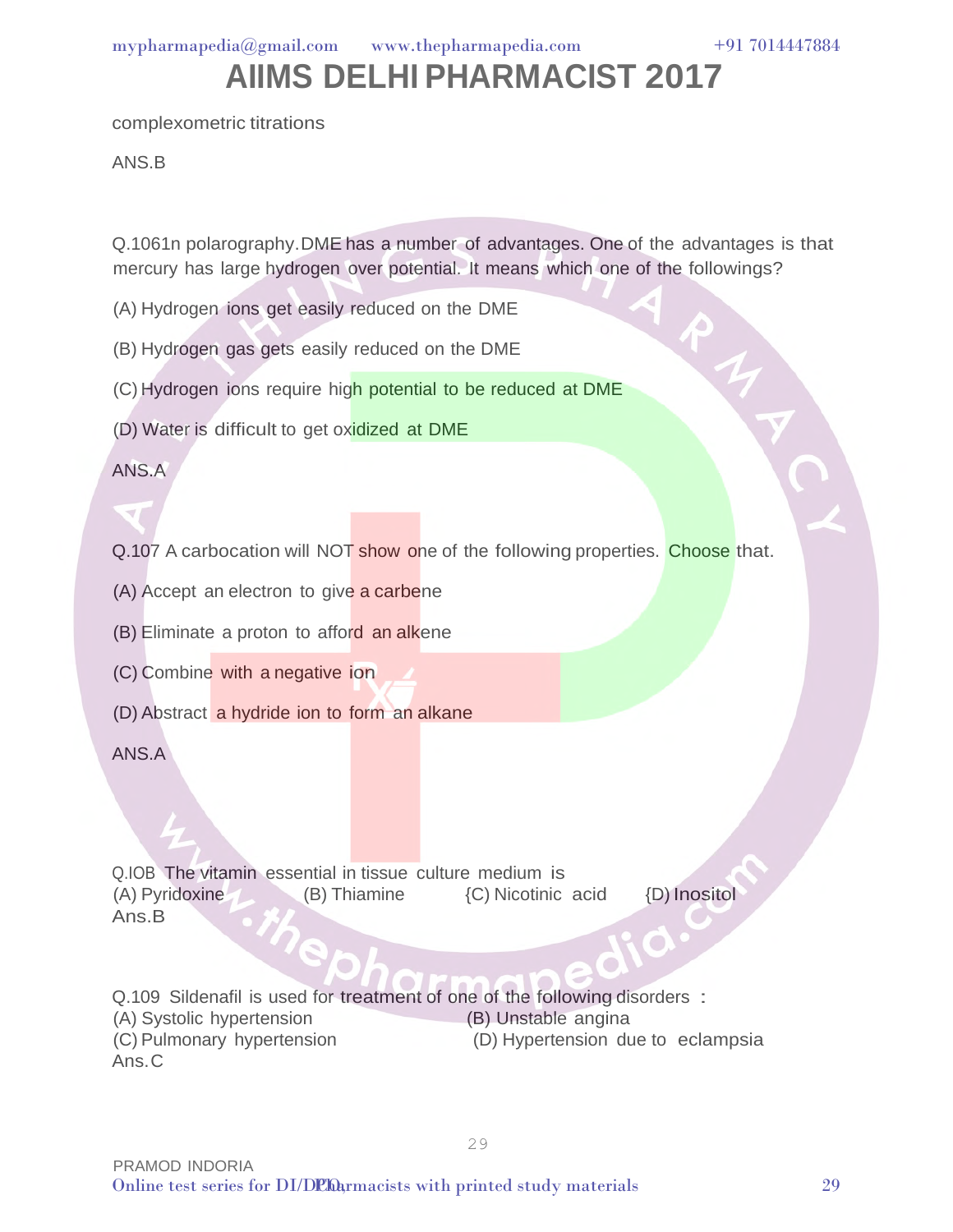complexometric titrations

ANS.B

Q.1061n polarography.DME has a number of advantages. One of the advantages is that mercury has large hydrogen over potential. It means which one of the followings?

(A) Hydrogen ions get easily reduced on the DME

(B) Hydrogen gas gets easily reduced on the DME

(C) Hydrogen ions require high potential to be reduced at DME

(D) Water is difficult to get oxidized at DME

ANS.A

Q.107 A carbocation will NOT show one of the following properties. Choose that.

(A) Accept an electron to give a carbene

(B) Eliminate a proton to afford an alkene

(C) Combine with a negative ion

(D) Abstract a hydride ion to form an alkane

ANS.A

Q.IOB The vitamin essential in tissue culture medium is
(A) Pyridoxine (B) Thiamine {C) Nicotinic acid {D) Inositol
Ans.B

Q.109 Sildenafil is used for treatment of one of the following disorders :
(A) Systolic hypertension (B) Unstable angina
(C) Pulmonary hypertension (D) Hypertension due to eclampsia
Ans.C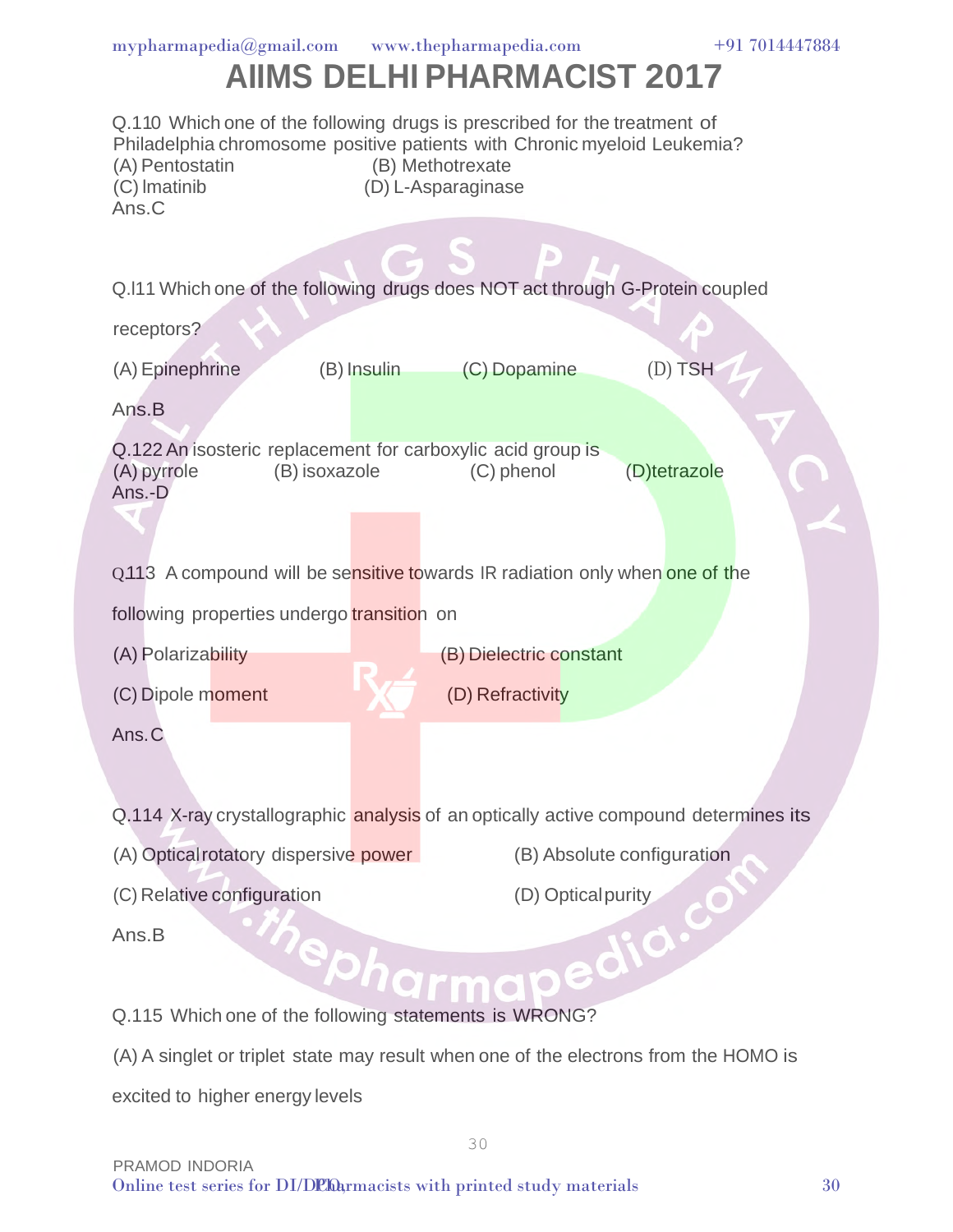# AIIMS DELHI PHARMACIST 2017

Q.110 Which one of the following drugs is prescribed for the treatment of Philadelphia chromosome positive patients with Chronic myeloid Leukemia?

(A) Pentostatin (B) Methotrexate

(C) Imatinib (D) L-Asparaginase

Ans.C

Q.l11 Which one of the following drugs does NOT act through G-Protein coupled receptors?

(A) Epinephrine (B) Insulin (C) Dopamine (D) TSH

Ans.B

Q.122 An isosteric replacement for carboxylic acid group is

(A) pyrrole (B) isoxazole (C) phenol (D)tetrazole

Ans.-D

Q113 A compound will be sensitive towards IR radiation only when one of the following properties undergo transition on

(A) Polarizability (B) Dielectric constant

(C) Dipole moment (D) Refractivity

Ans. C

Q.114 X-ray crystallographic analysis of an optically active compound determines its

(A) Optical rotatory dispersive power (B) Absolute configuration

(C) Relative configuration (D) Optical purity

Ans.B

Q.115 Which one of the following statements is WRONG?

(A) A singlet or triplet state may result when one of the electrons from the HOMO is excited to higher energy levels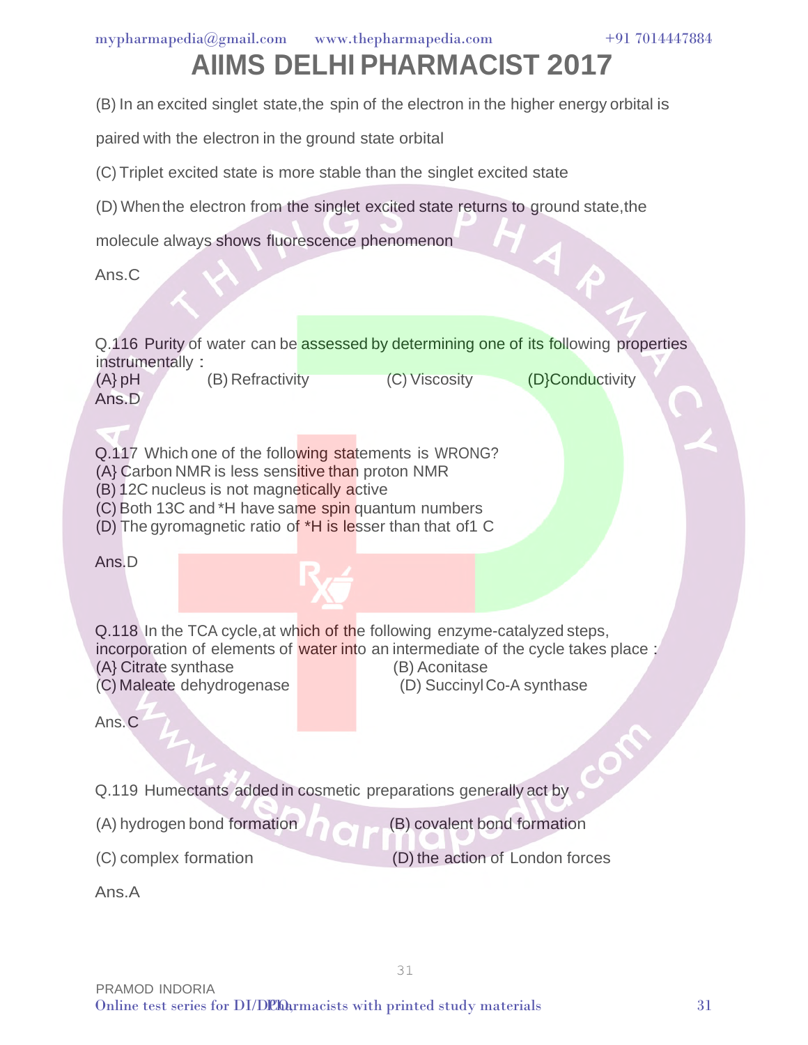(B) In an excited singlet state,the spin of the electron in the higher energy orbital is paired with the electron in the ground state orbital

(C) Triplet excited state is more stable than the singlet excited state

(D) When the electron from the singlet excited state returns to ground state,the molecule always shows fluorescence phenomenon

Ans.C

Q.116 Purity of water can be assessed by determining one of its following properties instrumentally :

(A} pH (B) Refractivity (C) Viscosity (D}Conductivity

Ans.D

Q.117 Which one of the following statements is WRONG?

(A} Carbon NMR is less sensitive than proton NMR

(B) 12C nucleus is not magnetically active

(C) Both 13C and *H have same spin quantum numbers

(D) The gyromagnetic ratio of *H is lesser than that of1 C

Ans.D

Q.118 In the TCA cycle,at which of the following enzyme-catalyzed steps, incorporation of elements of water into an intermediate of the cycle takes place :

(A} Citrate synthase (B) Aconitase

(C) Maleate dehydrogenase (D) Succinyl Co-A synthase

Ans. C

Q.119 Humectants added in cosmetic preparations generally act by

(A) hydrogen bond formation (B) covalent bond formation

(C) complex formation (D) the action of London forces

Ans.A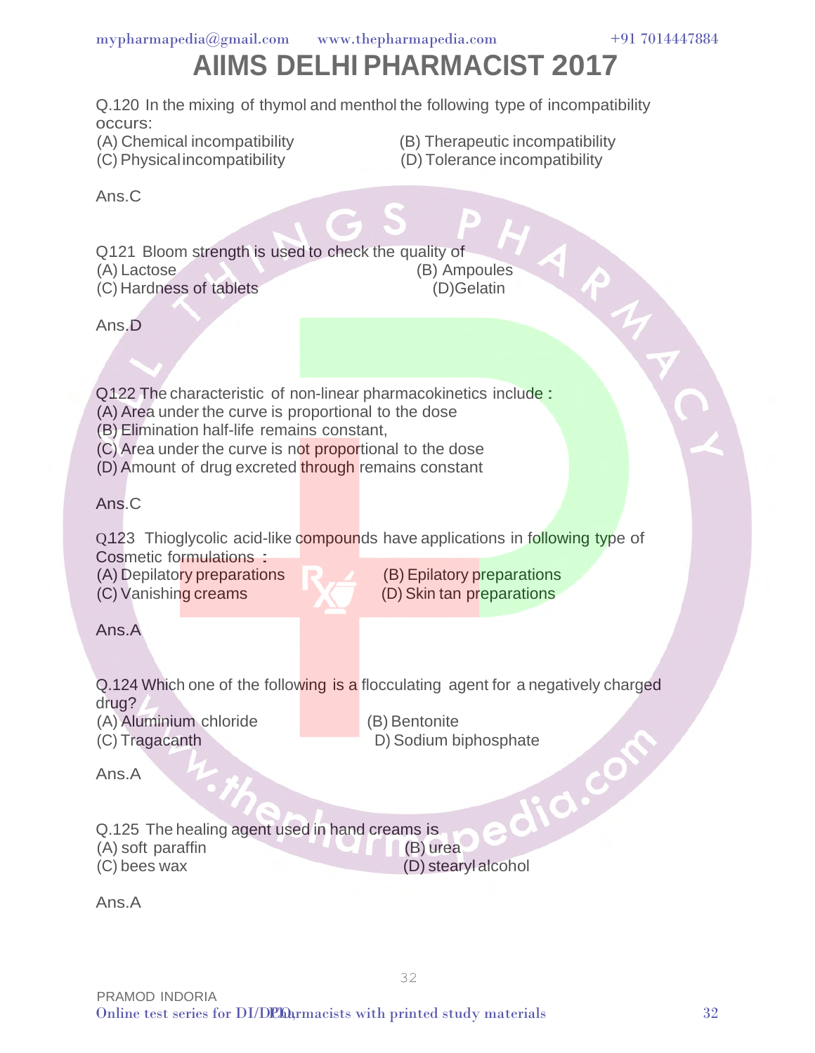# AIIMS DELHI PHARMACIST 2017

Q.120 In the mixing of thymol and menthol the following type of incompatibility occurs:
(A) Chemical incompatibility
(B) Therapeutic incompatibility
(C) Physical incompatibility
(D) Tolerance incompatibility

Ans.C

Q121 Bloom strength is used to check the quality of
(A) Lactose
(B) Ampoules
(C) Hardness of tablets
(D)Gelatin

Ans.D

Q122 The characteristic of non-linear pharmacokinetics include :
(A) Area under the curve is proportional to the dose
(B) Elimination half-life remains constant,
(C) Area under the curve is not proportional to the dose
(D) Amount of drug excreted through remains constant

Ans.C

Q123 Thioglycolic acid-like compounds have applications in following type of Cosmetic formulations :
(A) Depilatory preparations
(B) Epilatory preparations
(C) Vanishing creams
(D) Skin tan preparations

Ans.A

Q.124 Which one of the following is a flocculating agent for a negatively charged drug?
(A) Aluminium chloride
(B) Bentonite
(C) Tragacanth
D) Sodium biphosphate

Ans.A

Q.125 The healing agent used in hand creams is
(A) soft paraffin
(B) urea
(C) bees wax
(D) stearyl alcohol

Ans.A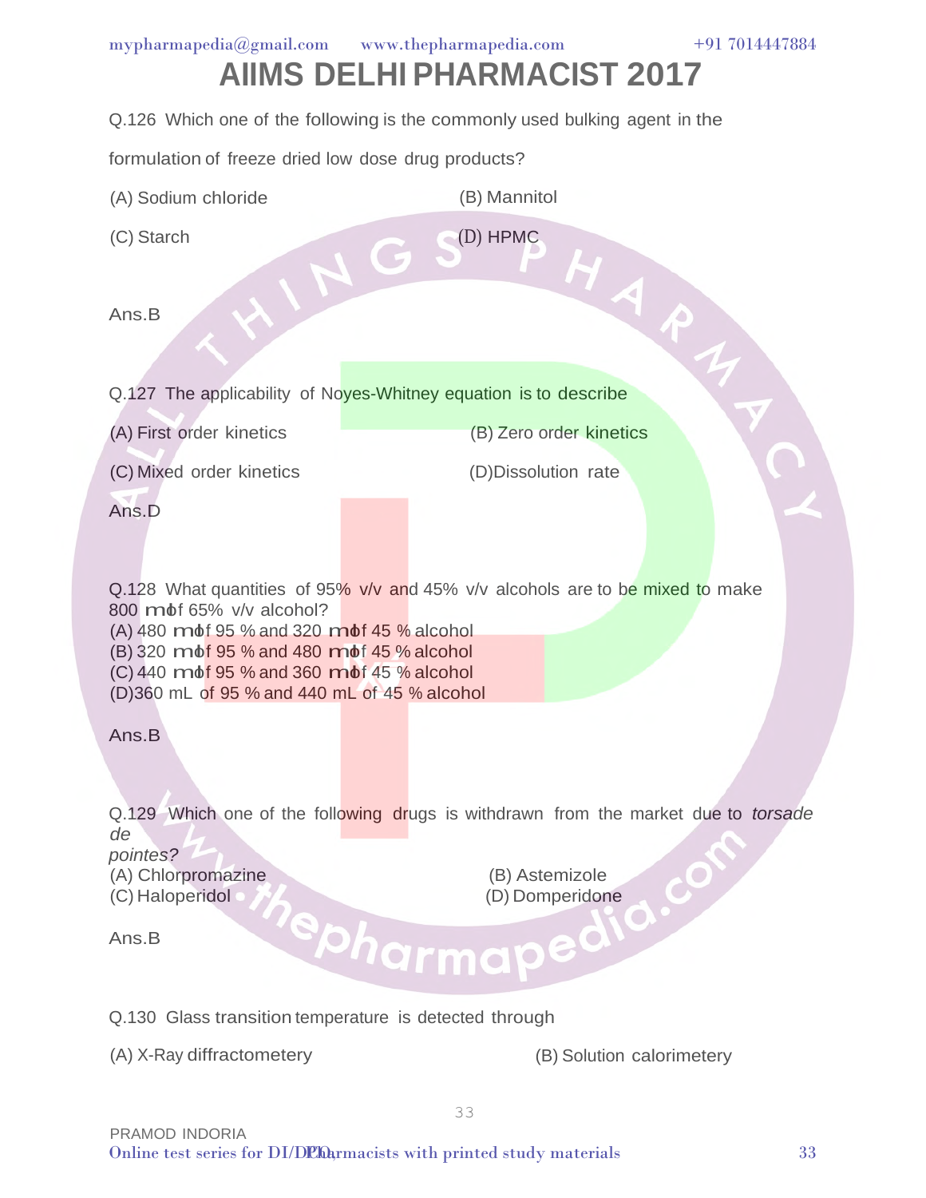# AIIMS DELHI PHARMACIST 2017

Q.126 Which one of the following is the commonly used bulking agent in the formulation of freeze dried low dose drug products?

(A) Sodium chloride
(B) Mannitol
(C) Starch
(D) HPMC

Ans.B

Q.127 The applicability of Noyes-Whitney equation is to describe

(A) First order kinetics
(B) Zero order kinetics
(C) Mixed order kinetics
(D) Dissolution rate

Ans.D

Q.128 What quantities of 95% v/v and 45% v/v alcohols are to be mixed to make 800 mL of 65% v/v alcohol?

(A) 480 mL of 95 % and 320 mL of 45 % alcohol
(B) 320 mL of 95 % and 480 mL of 45 % alcohol
(C) 440 mL of 95 % and 360 mL of 45 % alcohol
(D) 360 mL of 95 % and 440 mL of 45 % alcohol

Ans.B

Q.129 Which one of the following drugs is withdrawn from the market due to *torsade de pointes?*

(A) Chlorpromazine
(B) Astemizole
(C) Haloperidol
(D) Domperidone

Ans.B

Q.130 Glass transition temperature is detected through

(A) X-Ray diffractometery
(B) Solution calorimetery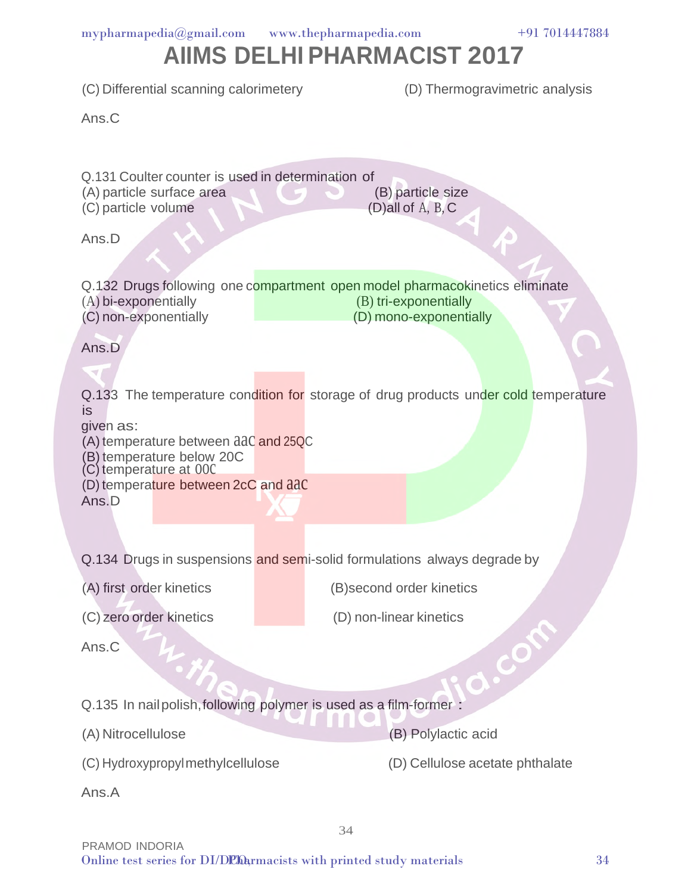# AIIMS DELHI PHARMACIST 2017

(C) Differential scanning calorimetery

(D) Thermogravimetric analysis

Ans.C

Q.131 Coulter counter is used in determination of

(A) particle surface area

(B) particle size

(C) particle volume

(D)all of A, B, C

Ans.D

Q.132 Drugs following one compartment open model pharmacokinetics eliminate

(A) bi-exponentially

(B) tri-exponentially

(C) non-exponentially

(D) mono-exponentially

Ans.D

Q.133 The temperature condition for storage of drug products under cold temperature is
given as:

(A) temperature between ààC and 25QC

(B) temperature below 20C

(C) temperature at 00C

(D) temperature between 2cC and ààC

Ans.D

Q.134 Drugs in suspensions and semi-solid formulations always degrade by

(A) first order kinetics

(B)second order kinetics

(C) zero order kinetics

(D) non-linear kinetics

Ans.C

Q.135 In nail polish, following polymer is used as a film-former :

(A) Nitrocellulose

(B) Polylactic acid

(C) Hydroxypropyl methylcellulose

(D) Cellulose acetate phthalate

Ans.A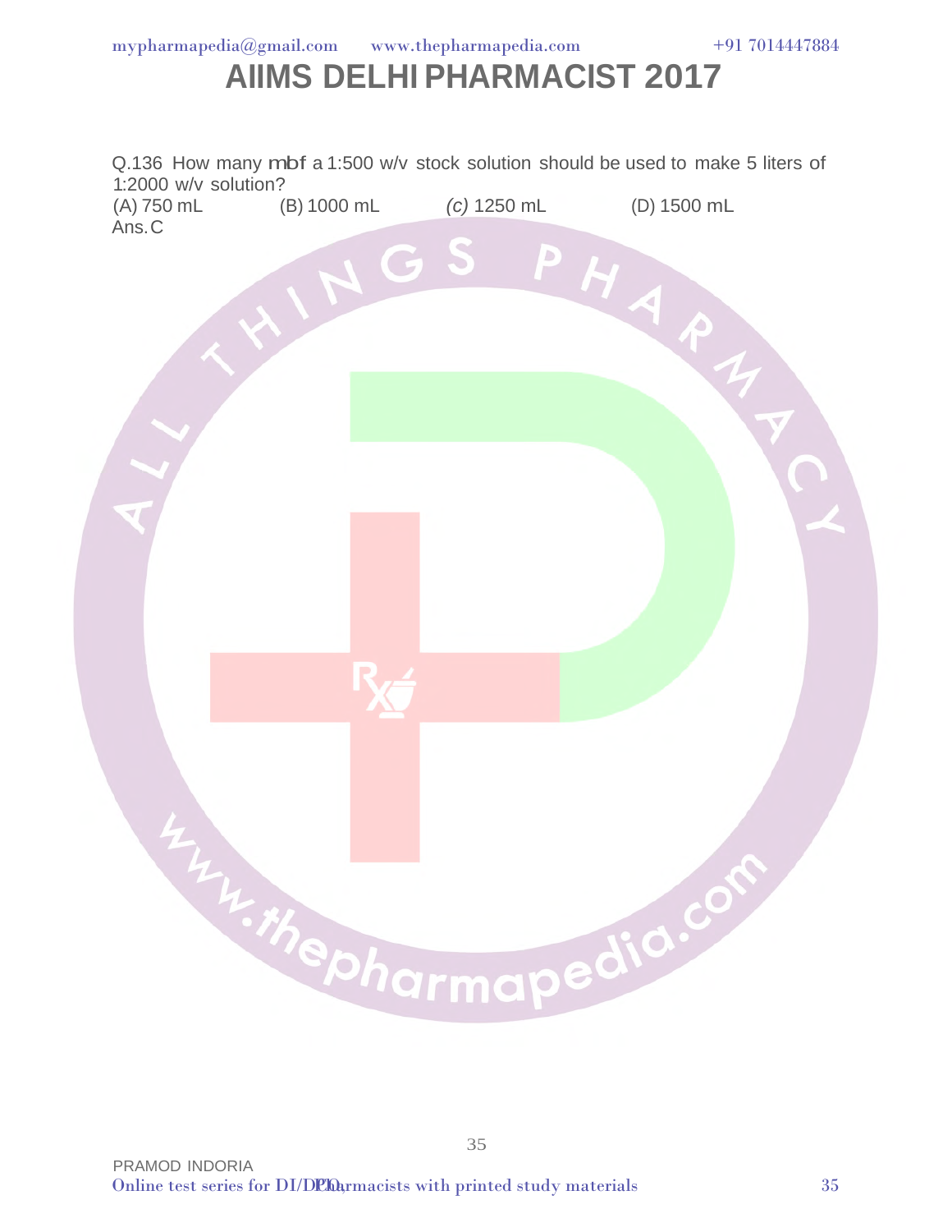# AIIMS DELHI PHARMACIST 2017

Q.136 How many mbf a 1:500 w/v stock solution should be used to make 5 liters of 1:2000 w/v solution?

(A) 750 mL (B) 1000 mL *(c)* 1250 mL (D) 1500 mL

Ans. C